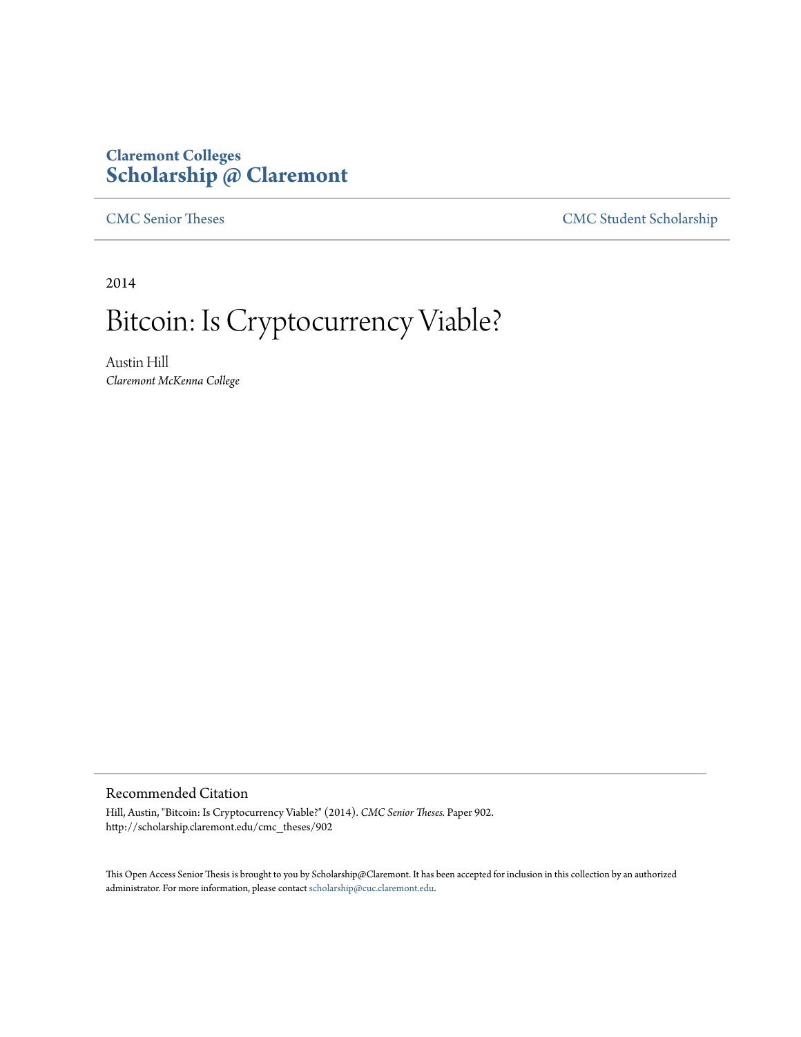**Claremont Colleges**
**Scholarship @ Claremont**

CMC Senior Theses | CMC Student Scholarship

2014

# Bitcoin: Is Cryptocurrency Viable?

Austin Hill
*Claremont McKenna College*

## Recommended Citation

Hill, Austin, "Bitcoin: Is Cryptocurrency Viable?" (2014). *CMC Senior Theses.* Paper 902.
http://scholarship.claremont.edu/cmc_theses/902

This Open Access Senior Thesis is brought to you by Scholarship@Claremont. It has been accepted for inclusion in this collection by an authorized administrator. For more information, please contact scholarship@cuc.claremont.edu.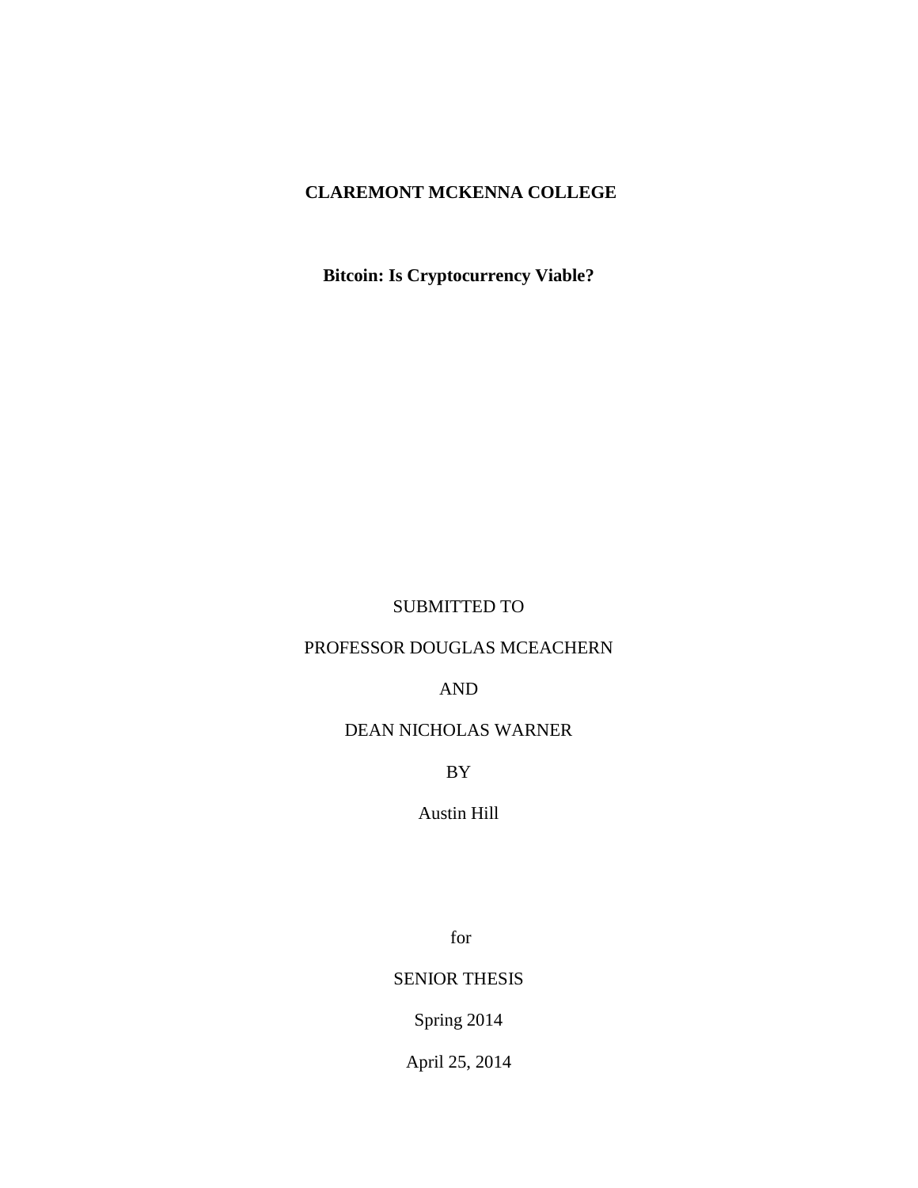**CLAREMONT MCKENNA COLLEGE**

**Bitcoin: Is Cryptocurrency Viable?**

SUBMITTED TO

PROFESSOR DOUGLAS MCEACHERN

AND

DEAN NICHOLAS WARNER

BY

Austin Hill

for

SENIOR THESIS

Spring 2014

April 25, 2014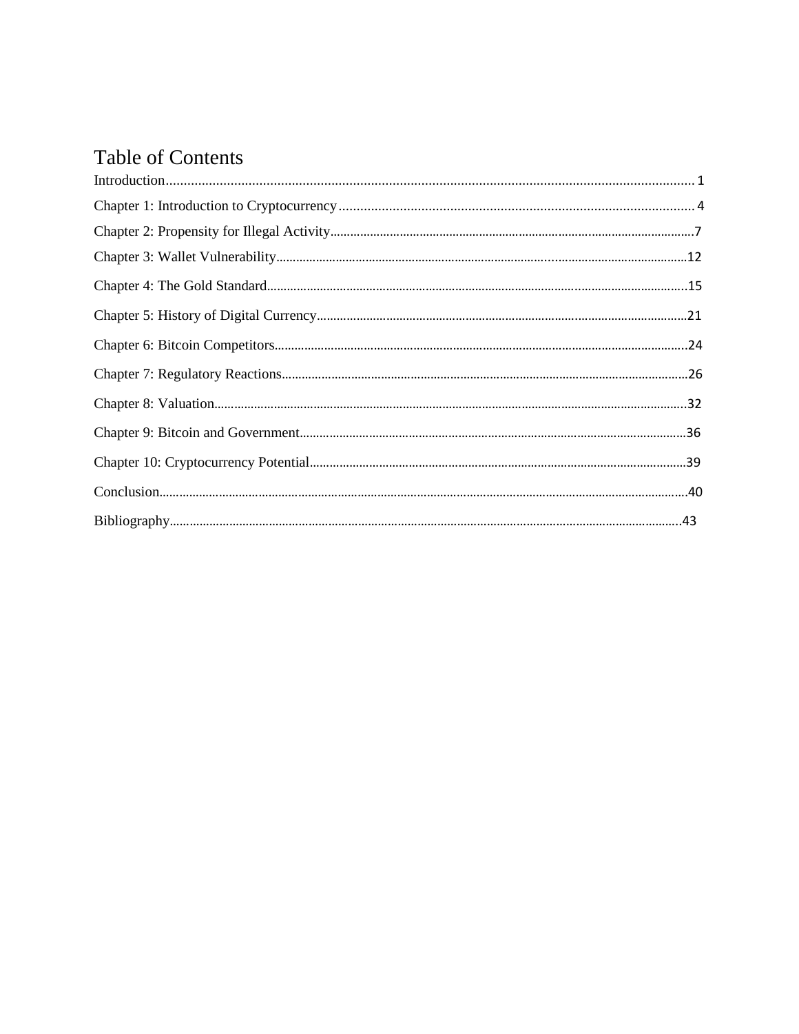# Table of Contents

Introduction....................................................................................................................................... 1

Chapter 1: Introduction to Cryptocurrency...................................................................................... 4

Chapter 2: Propensity for Illegal Activity.............................................................................................7

Chapter 3: Wallet Vulnerability...........................................................................................................12

Chapter 4: The Gold Standard.............................................................................................................15

Chapter 5: History of Digital Currency...............................................................................................21

Chapter 6: Bitcoin Competitors............................................................................................................24

Chapter 7: Regulatory Reactions..........................................................................................................26

Chapter 8: Valuation.............................................................................................................................32

Chapter 9: Bitcoin and Government....................................................................................................36

Chapter 10: Cryptocurrency Potential.................................................................................................39

Conclusion.............................................................................................................................................40

Bibliography.........................................................................................................................................43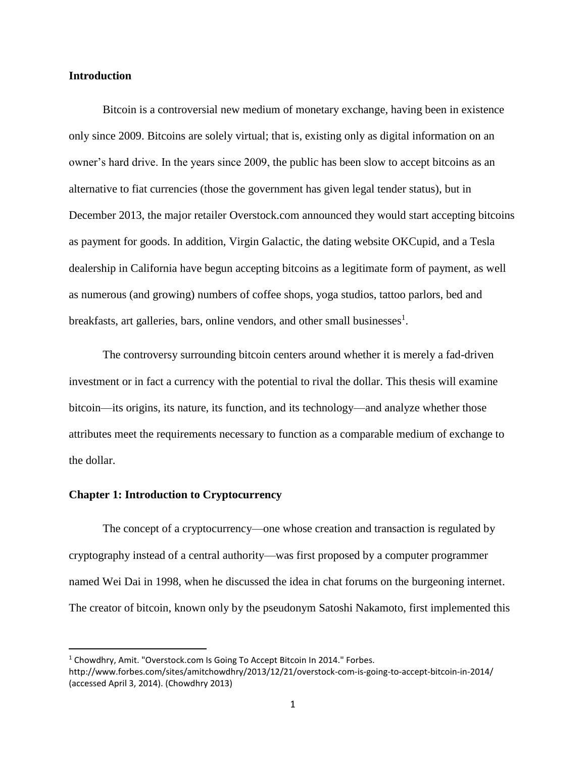## Introduction

Bitcoin is a controversial new medium of monetary exchange, having been in existence only since 2009. Bitcoins are solely virtual; that is, existing only as digital information on an owner's hard drive. In the years since 2009, the public has been slow to accept bitcoins as an alternative to fiat currencies (those the government has given legal tender status), but in December 2013, the major retailer Overstock.com announced they would start accepting bitcoins as payment for goods. In addition, Virgin Galactic, the dating website OKCupid, and a Tesla dealership in California have begun accepting bitcoins as a legitimate form of payment, as well as numerous (and growing) numbers of coffee shops, yoga studios, tattoo parlors, bed and breakfasts, art galleries, bars, online vendors, and other small businesses[1].

The controversy surrounding bitcoin centers around whether it is merely a fad-driven investment or in fact a currency with the potential to rival the dollar. This thesis will examine bitcoin—its origins, its nature, its function, and its technology—and analyze whether those attributes meet the requirements necessary to function as a comparable medium of exchange to the dollar.

## Chapter 1: Introduction to Cryptocurrency

The concept of a cryptocurrency—one whose creation and transaction is regulated by cryptography instead of a central authority—was first proposed by a computer programmer named Wei Dai in 1998, when he discussed the idea in chat forums on the burgeoning internet. The creator of bitcoin, known only by the pseudonym Satoshi Nakamoto, first implemented this

---

[1] Chowdhry, Amit. "Overstock.com Is Going To Accept Bitcoin In 2014." Forbes. http://www.forbes.com/sites/amitchowdhry/2013/12/21/overstock-com-is-going-to-accept-bitcoin-in-2014/ (accessed April 3, 2014). (Chowdhry 2013)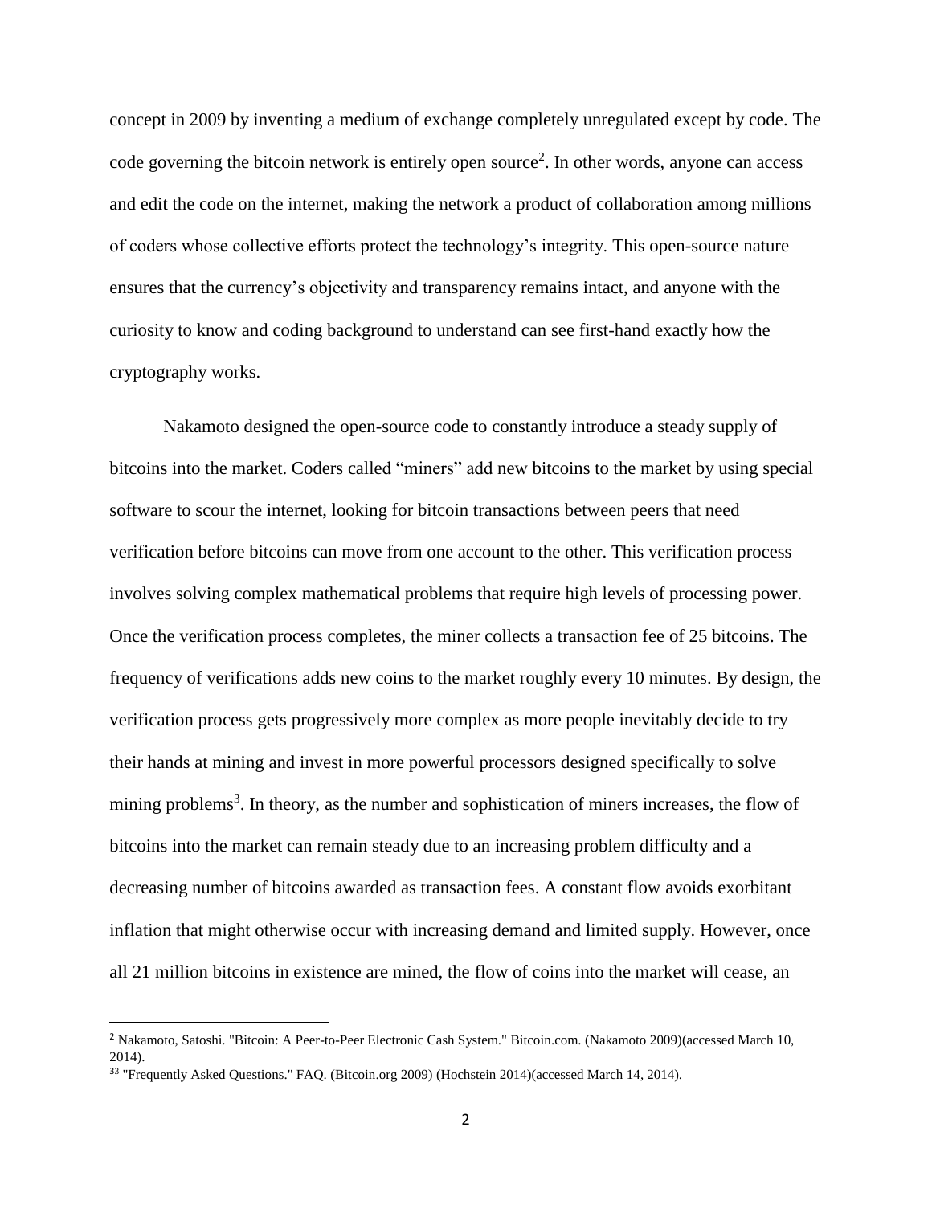concept in 2009 by inventing a medium of exchange completely unregulated except by code. The code governing the bitcoin network is entirely open source[2]. In other words, anyone can access and edit the code on the internet, making the network a product of collaboration among millions of coders whose collective efforts protect the technology's integrity. This open-source nature ensures that the currency's objectivity and transparency remains intact, and anyone with the curiosity to know and coding background to understand can see first-hand exactly how the cryptography works.

Nakamoto designed the open-source code to constantly introduce a steady supply of bitcoins into the market. Coders called "miners" add new bitcoins to the market by using special software to scour the internet, looking for bitcoin transactions between peers that need verification before bitcoins can move from one account to the other. This verification process involves solving complex mathematical problems that require high levels of processing power. Once the verification process completes, the miner collects a transaction fee of 25 bitcoins. The frequency of verifications adds new coins to the market roughly every 10 minutes. By design, the verification process gets progressively more complex as more people inevitably decide to try their hands at mining and invest in more powerful processors designed specifically to solve mining problems[3]. In theory, as the number and sophistication of miners increases, the flow of bitcoins into the market can remain steady due to an increasing problem difficulty and a decreasing number of bitcoins awarded as transaction fees. A constant flow avoids exorbitant inflation that might otherwise occur with increasing demand and limited supply. However, once all 21 million bitcoins in existence are mined, the flow of coins into the market will cease, an

---

[2] Nakamoto, Satoshi. "Bitcoin: A Peer-to-Peer Electronic Cash System." Bitcoin.com. (Nakamoto 2009)(accessed March 10, 2014).

[33] "Frequently Asked Questions." FAQ. (Bitcoin.org 2009) (Hochstein 2014)(accessed March 14, 2014).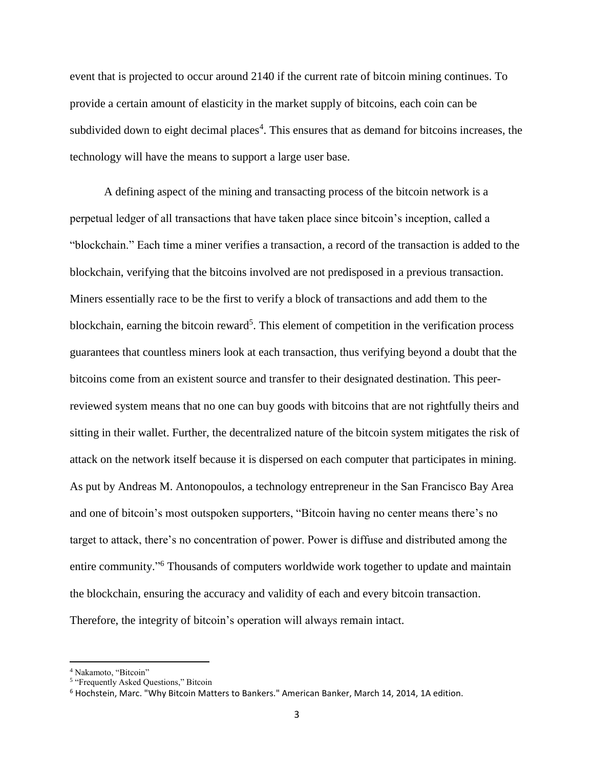event that is projected to occur around 2140 if the current rate of bitcoin mining continues. To provide a certain amount of elasticity in the market supply of bitcoins, each coin can be subdivided down to eight decimal places[4]. This ensures that as demand for bitcoins increases, the technology will have the means to support a large user base.

A defining aspect of the mining and transacting process of the bitcoin network is a perpetual ledger of all transactions that have taken place since bitcoin's inception, called a "blockchain." Each time a miner verifies a transaction, a record of the transaction is added to the blockchain, verifying that the bitcoins involved are not predisposed in a previous transaction. Miners essentially race to be the first to verify a block of transactions and add them to the blockchain, earning the bitcoin reward[5]. This element of competition in the verification process guarantees that countless miners look at each transaction, thus verifying beyond a doubt that the bitcoins come from an existent source and transfer to their designated destination. This peer-reviewed system means that no one can buy goods with bitcoins that are not rightfully theirs and sitting in their wallet. Further, the decentralized nature of the bitcoin system mitigates the risk of attack on the network itself because it is dispersed on each computer that participates in mining. As put by Andreas M. Antonopoulos, a technology entrepreneur in the San Francisco Bay Area and one of bitcoin's most outspoken supporters, "Bitcoin having no center means there's no target to attack, there's no concentration of power. Power is diffuse and distributed among the entire community."[6] Thousands of computers worldwide work together to update and maintain the blockchain, ensuring the accuracy and validity of each and every bitcoin transaction. Therefore, the integrity of bitcoin's operation will always remain intact.

---

[4] Nakamoto, "Bitcoin"

[5] "Frequently Asked Questions," Bitcoin

[6] Hochstein, Marc. "Why Bitcoin Matters to Bankers." American Banker, March 14, 2014, 1A edition.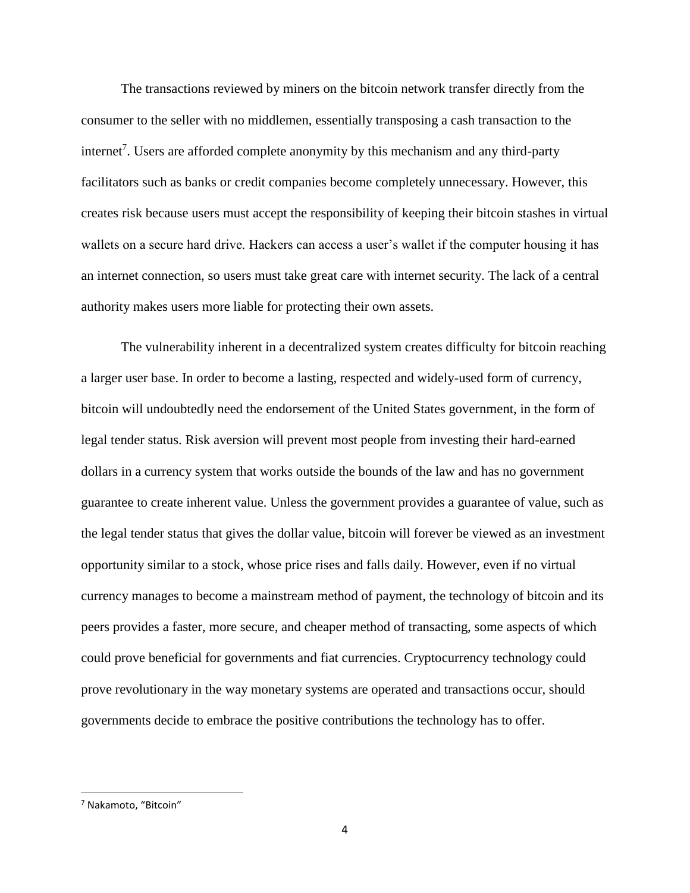The transactions reviewed by miners on the bitcoin network transfer directly from the consumer to the seller with no middlemen, essentially transposing a cash transaction to the internet[7]. Users are afforded complete anonymity by this mechanism and any third-party facilitators such as banks or credit companies become completely unnecessary. However, this creates risk because users must accept the responsibility of keeping their bitcoin stashes in virtual wallets on a secure hard drive. Hackers can access a user's wallet if the computer housing it has an internet connection, so users must take great care with internet security. The lack of a central authority makes users more liable for protecting their own assets.

The vulnerability inherent in a decentralized system creates difficulty for bitcoin reaching a larger user base. In order to become a lasting, respected and widely-used form of currency, bitcoin will undoubtedly need the endorsement of the United States government, in the form of legal tender status. Risk aversion will prevent most people from investing their hard-earned dollars in a currency system that works outside the bounds of the law and has no government guarantee to create inherent value. Unless the government provides a guarantee of value, such as the legal tender status that gives the dollar value, bitcoin will forever be viewed as an investment opportunity similar to a stock, whose price rises and falls daily. However, even if no virtual currency manages to become a mainstream method of payment, the technology of bitcoin and its peers provides a faster, more secure, and cheaper method of transacting, some aspects of which could prove beneficial for governments and fiat currencies. Cryptocurrency technology could prove revolutionary in the way monetary systems are operated and transactions occur, should governments decide to embrace the positive contributions the technology has to offer.

---

[7] Nakamoto, "Bitcoin"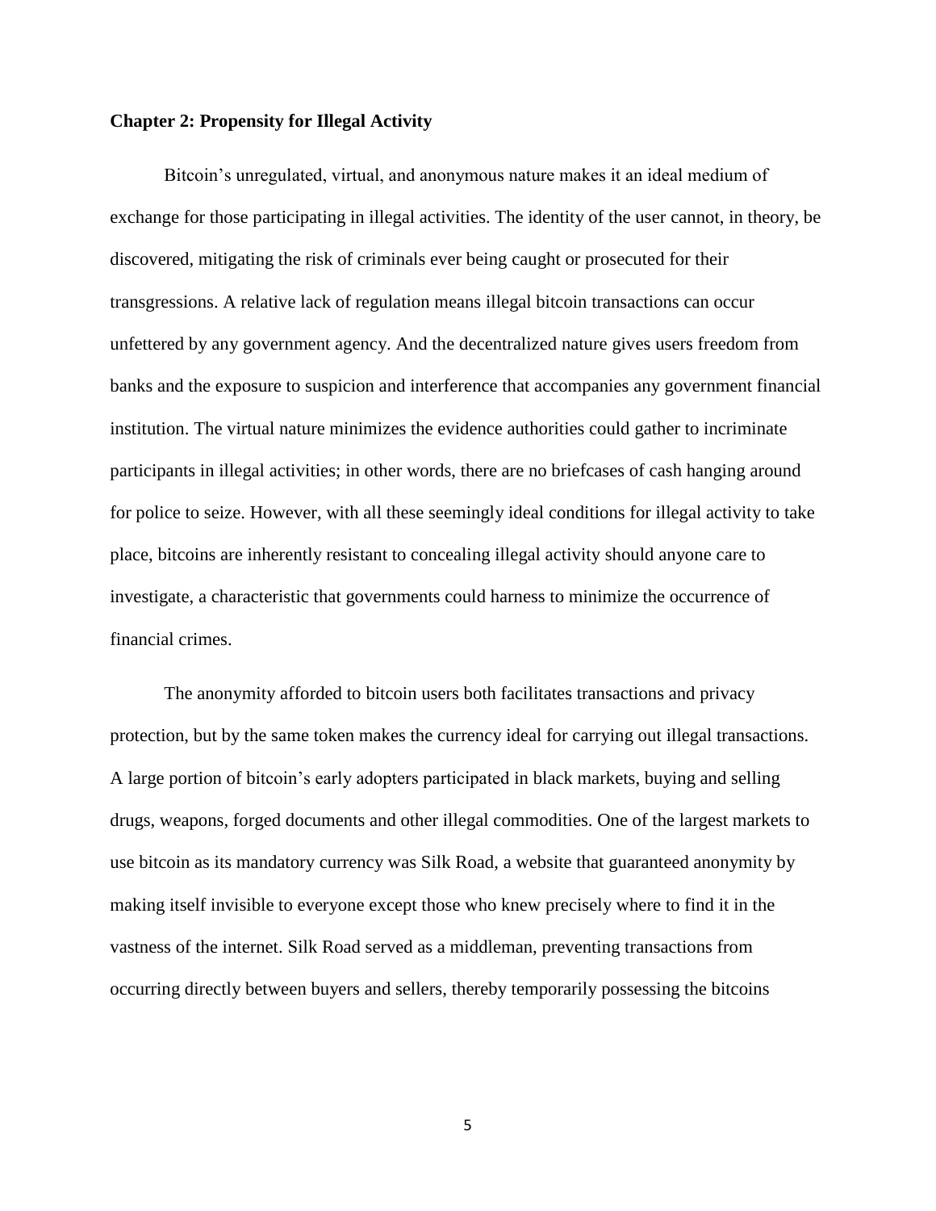## Chapter 2: Propensity for Illegal Activity

Bitcoin's unregulated, virtual, and anonymous nature makes it an ideal medium of exchange for those participating in illegal activities. The identity of the user cannot, in theory, be discovered, mitigating the risk of criminals ever being caught or prosecuted for their transgressions. A relative lack of regulation means illegal bitcoin transactions can occur unfettered by any government agency. And the decentralized nature gives users freedom from banks and the exposure to suspicion and interference that accompanies any government financial institution. The virtual nature minimizes the evidence authorities could gather to incriminate participants in illegal activities; in other words, there are no briefcases of cash hanging around for police to seize. However, with all these seemingly ideal conditions for illegal activity to take place, bitcoins are inherently resistant to concealing illegal activity should anyone care to investigate, a characteristic that governments could harness to minimize the occurrence of financial crimes.

The anonymity afforded to bitcoin users both facilitates transactions and privacy protection, but by the same token makes the currency ideal for carrying out illegal transactions. A large portion of bitcoin's early adopters participated in black markets, buying and selling drugs, weapons, forged documents and other illegal commodities. One of the largest markets to use bitcoin as its mandatory currency was Silk Road, a website that guaranteed anonymity by making itself invisible to everyone except those who knew precisely where to find it in the vastness of the internet. Silk Road served as a middleman, preventing transactions from occurring directly between buyers and sellers, thereby temporarily possessing the bitcoins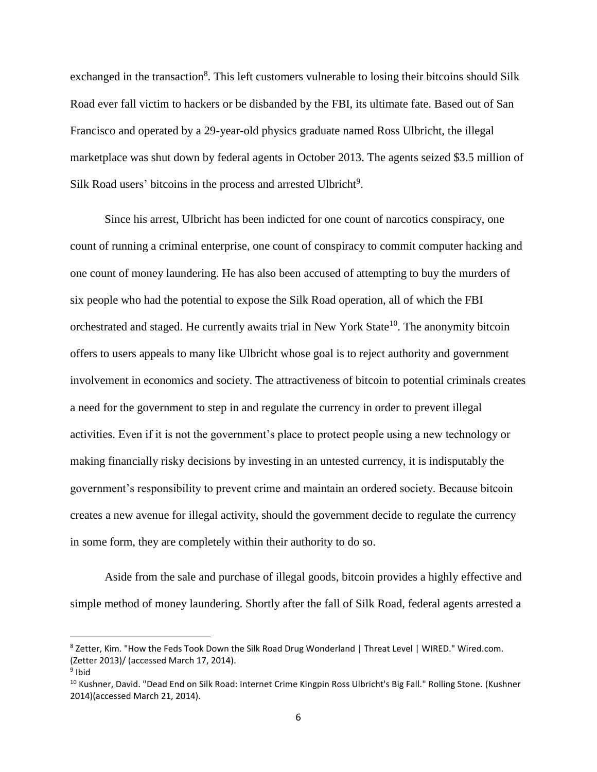exchanged in the transaction[8]. This left customers vulnerable to losing their bitcoins should Silk Road ever fall victim to hackers or be disbanded by the FBI, its ultimate fate. Based out of San Francisco and operated by a 29-year-old physics graduate named Ross Ulbricht, the illegal marketplace was shut down by federal agents in October 2013. The agents seized $3.5 million of Silk Road users' bitcoins in the process and arrested Ulbricht[9].

Since his arrest, Ulbricht has been indicted for one count of narcotics conspiracy, one count of running a criminal enterprise, one count of conspiracy to commit computer hacking and one count of money laundering. He has also been accused of attempting to buy the murders of six people who had the potential to expose the Silk Road operation, all of which the FBI orchestrated and staged. He currently awaits trial in New York State[10]. The anonymity bitcoin offers to users appeals to many like Ulbricht whose goal is to reject authority and government involvement in economics and society. The attractiveness of bitcoin to potential criminals creates a need for the government to step in and regulate the currency in order to prevent illegal activities. Even if it is not the government's place to protect people using a new technology or making financially risky decisions by investing in an untested currency, it is indisputably the government's responsibility to prevent crime and maintain an ordered society. Because bitcoin creates a new avenue for illegal activity, should the government decide to regulate the currency in some form, they are completely within their authority to do so.

Aside from the sale and purchase of illegal goods, bitcoin provides a highly effective and simple method of money laundering. Shortly after the fall of Silk Road, federal agents arrested a

---

[8] Zetter, Kim. "How the Feds Took Down the Silk Road Drug Wonderland | Threat Level | WIRED." Wired.com. (Zetter 2013)/ (accessed March 17, 2014).

[9] Ibid

[10] Kushner, David. "Dead End on Silk Road: Internet Crime Kingpin Ross Ulbricht's Big Fall." Rolling Stone. (Kushner 2014)(accessed March 21, 2014).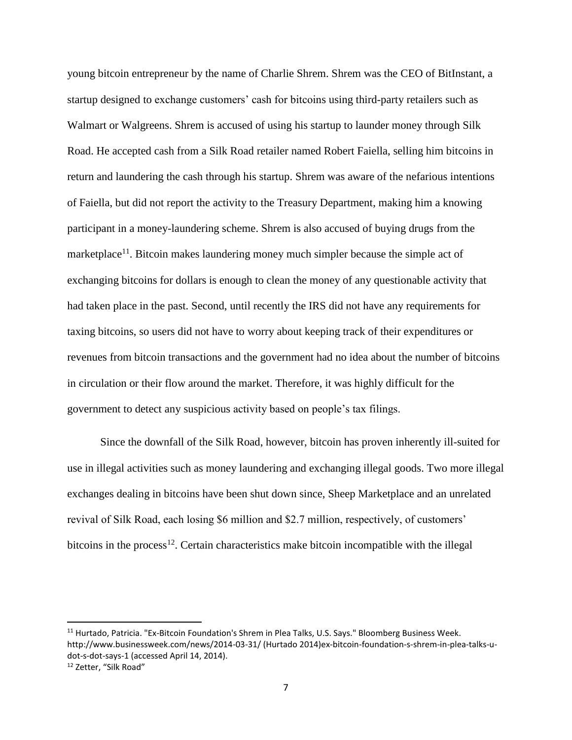young bitcoin entrepreneur by the name of Charlie Shrem. Shrem was the CEO of BitInstant, a startup designed to exchange customers' cash for bitcoins using third-party retailers such as Walmart or Walgreens. Shrem is accused of using his startup to launder money through Silk Road. He accepted cash from a Silk Road retailer named Robert Faiella, selling him bitcoins in return and laundering the cash through his startup. Shrem was aware of the nefarious intentions of Faiella, but did not report the activity to the Treasury Department, making him a knowing participant in a money-laundering scheme. Shrem is also accused of buying drugs from the marketplace[11]. Bitcoin makes laundering money much simpler because the simple act of exchanging bitcoins for dollars is enough to clean the money of any questionable activity that had taken place in the past. Second, until recently the IRS did not have any requirements for taxing bitcoins, so users did not have to worry about keeping track of their expenditures or revenues from bitcoin transactions and the government had no idea about the number of bitcoins in circulation or their flow around the market. Therefore, it was highly difficult for the government to detect any suspicious activity based on people's tax filings.

Since the downfall of the Silk Road, however, bitcoin has proven inherently ill-suited for use in illegal activities such as money laundering and exchanging illegal goods. Two more illegal exchanges dealing in bitcoins have been shut down since, Sheep Marketplace and an unrelated revival of Silk Road, each losing \$6 million and \$2.7 million, respectively, of customers' bitcoins in the process[12]. Certain characteristics make bitcoin incompatible with the illegal

---

[11] Hurtado, Patricia. "Ex-Bitcoin Foundation's Shrem in Plea Talks, U.S. Says." Bloomberg Business Week. http://www.businessweek.com/news/2014-03-31/ (Hurtado 2014)ex-bitcoin-foundation-s-shrem-in-plea-talks-u-dot-s-dot-says-1 (accessed April 14, 2014).

[12] Zetter, "Silk Road"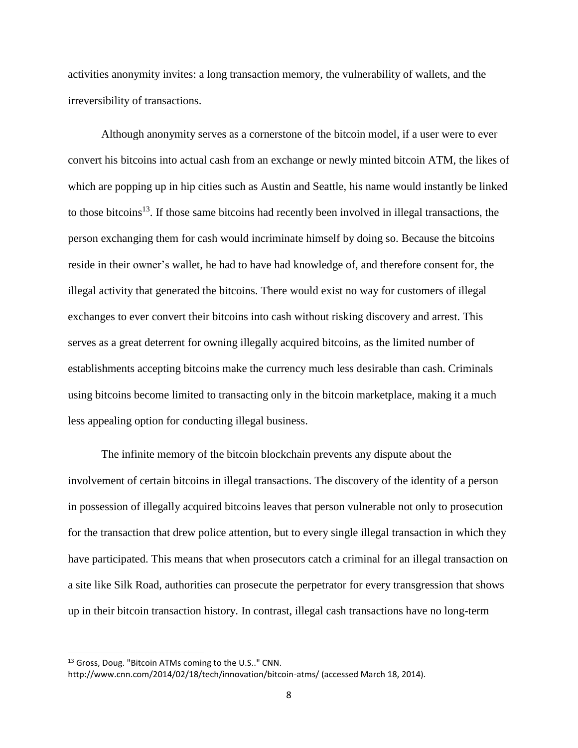activities anonymity invites: a long transaction memory, the vulnerability of wallets, and the irreversibility of transactions.

Although anonymity serves as a cornerstone of the bitcoin model, if a user were to ever convert his bitcoins into actual cash from an exchange or newly minted bitcoin ATM, the likes of which are popping up in hip cities such as Austin and Seattle, his name would instantly be linked to those bitcoins[13]. If those same bitcoins had recently been involved in illegal transactions, the person exchanging them for cash would incriminate himself by doing so. Because the bitcoins reside in their owner's wallet, he had to have had knowledge of, and therefore consent for, the illegal activity that generated the bitcoins. There would exist no way for customers of illegal exchanges to ever convert their bitcoins into cash without risking discovery and arrest. This serves as a great deterrent for owning illegally acquired bitcoins, as the limited number of establishments accepting bitcoins make the currency much less desirable than cash. Criminals using bitcoins become limited to transacting only in the bitcoin marketplace, making it a much less appealing option for conducting illegal business.

The infinite memory of the bitcoin blockchain prevents any dispute about the involvement of certain bitcoins in illegal transactions. The discovery of the identity of a person in possession of illegally acquired bitcoins leaves that person vulnerable not only to prosecution for the transaction that drew police attention, but to every single illegal transaction in which they have participated. This means that when prosecutors catch a criminal for an illegal transaction on a site like Silk Road, authorities can prosecute the perpetrator for every transgression that shows up in their bitcoin transaction history. In contrast, illegal cash transactions have no long-term

---

[13] Gross, Doug. "Bitcoin ATMs coming to the U.S.." CNN. http://www.cnn.com/2014/02/18/tech/innovation/bitcoin-atms/ (accessed March 18, 2014).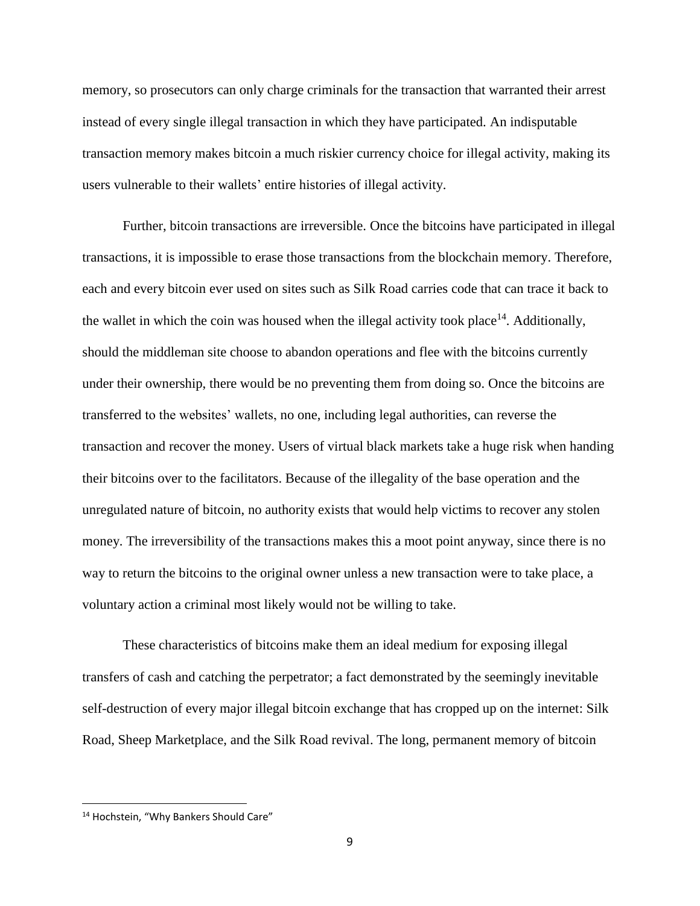memory, so prosecutors can only charge criminals for the transaction that warranted their arrest instead of every single illegal transaction in which they have participated. An indisputable transaction memory makes bitcoin a much riskier currency choice for illegal activity, making its users vulnerable to their wallets' entire histories of illegal activity.

Further, bitcoin transactions are irreversible. Once the bitcoins have participated in illegal transactions, it is impossible to erase those transactions from the blockchain memory. Therefore, each and every bitcoin ever used on sites such as Silk Road carries code that can trace it back to the wallet in which the coin was housed when the illegal activity took place[14]. Additionally, should the middleman site choose to abandon operations and flee with the bitcoins currently under their ownership, there would be no preventing them from doing so. Once the bitcoins are transferred to the websites' wallets, no one, including legal authorities, can reverse the transaction and recover the money. Users of virtual black markets take a huge risk when handing their bitcoins over to the facilitators. Because of the illegality of the base operation and the unregulated nature of bitcoin, no authority exists that would help victims to recover any stolen money. The irreversibility of the transactions makes this a moot point anyway, since there is no way to return the bitcoins to the original owner unless a new transaction were to take place, a voluntary action a criminal most likely would not be willing to take.

These characteristics of bitcoins make them an ideal medium for exposing illegal transfers of cash and catching the perpetrator; a fact demonstrated by the seemingly inevitable self-destruction of every major illegal bitcoin exchange that has cropped up on the internet: Silk Road, Sheep Marketplace, and the Silk Road revival. The long, permanent memory of bitcoin

[14] Hochstein, "Why Bankers Should Care"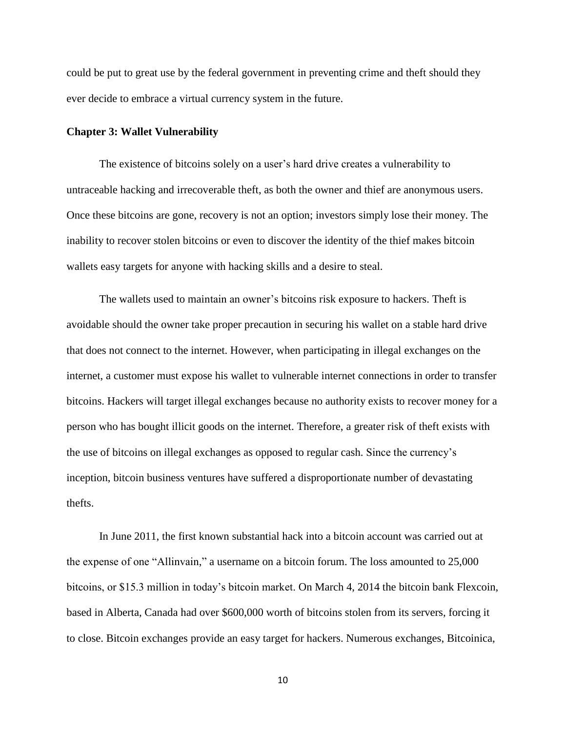could be put to great use by the federal government in preventing crime and theft should they ever decide to embrace a virtual currency system in the future.

## Chapter 3: Wallet Vulnerability

The existence of bitcoins solely on a user's hard drive creates a vulnerability to untraceable hacking and irrecoverable theft, as both the owner and thief are anonymous users. Once these bitcoins are gone, recovery is not an option; investors simply lose their money. The inability to recover stolen bitcoins or even to discover the identity of the thief makes bitcoin wallets easy targets for anyone with hacking skills and a desire to steal.

The wallets used to maintain an owner's bitcoins risk exposure to hackers. Theft is avoidable should the owner take proper precaution in securing his wallet on a stable hard drive that does not connect to the internet. However, when participating in illegal exchanges on the internet, a customer must expose his wallet to vulnerable internet connections in order to transfer bitcoins. Hackers will target illegal exchanges because no authority exists to recover money for a person who has bought illicit goods on the internet. Therefore, a greater risk of theft exists with the use of bitcoins on illegal exchanges as opposed to regular cash. Since the currency's inception, bitcoin business ventures have suffered a disproportionate number of devastating thefts.

In June 2011, the first known substantial hack into a bitcoin account was carried out at the expense of one "Allinvain," a username on a bitcoin forum. The loss amounted to 25,000 bitcoins, or $15.3 million in today's bitcoin market. On March 4, 2014 the bitcoin bank Flexcoin, based in Alberta, Canada had over $600,000 worth of bitcoins stolen from its servers, forcing it to close. Bitcoin exchanges provide an easy target for hackers. Numerous exchanges, Bitcoinica,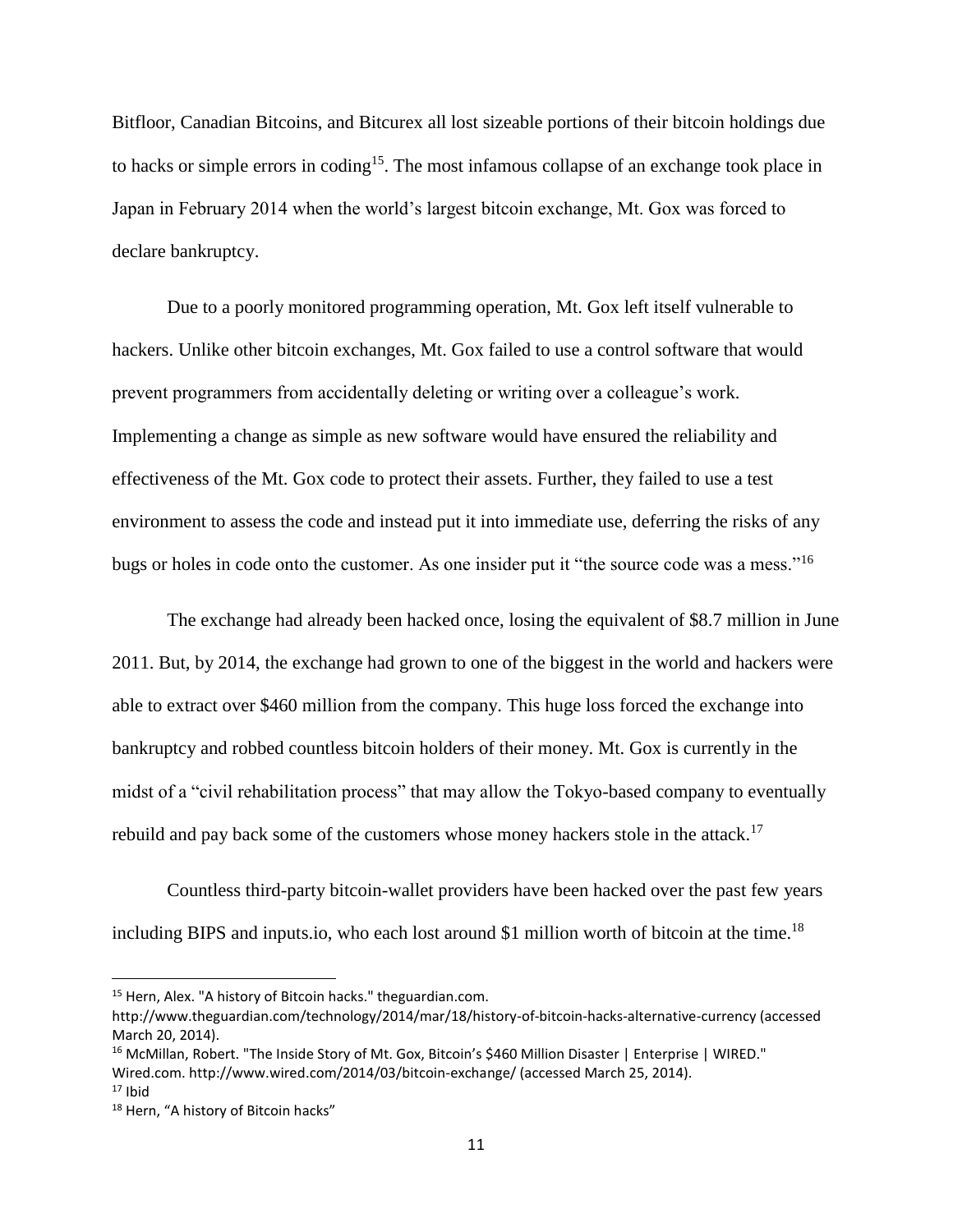Bitfloor, Canadian Bitcoins, and Bitcurex all lost sizeable portions of their bitcoin holdings due to hacks or simple errors in coding[15]. The most infamous collapse of an exchange took place in Japan in February 2014 when the world's largest bitcoin exchange, Mt. Gox was forced to declare bankruptcy.

Due to a poorly monitored programming operation, Mt. Gox left itself vulnerable to hackers. Unlike other bitcoin exchanges, Mt. Gox failed to use a control software that would prevent programmers from accidentally deleting or writing over a colleague's work. Implementing a change as simple as new software would have ensured the reliability and effectiveness of the Mt. Gox code to protect their assets. Further, they failed to use a test environment to assess the code and instead put it into immediate use, deferring the risks of any bugs or holes in code onto the customer. As one insider put it "the source code was a mess."[16]

The exchange had already been hacked once, losing the equivalent of $8.7 million in June 2011. But, by 2014, the exchange had grown to one of the biggest in the world and hackers were able to extract over $460 million from the company. This huge loss forced the exchange into bankruptcy and robbed countless bitcoin holders of their money. Mt. Gox is currently in the midst of a "civil rehabilitation process" that may allow the Tokyo-based company to eventually rebuild and pay back some of the customers whose money hackers stole in the attack.[17]

Countless third-party bitcoin-wallet providers have been hacked over the past few years including BIPS and inputs.io, who each lost around $1 million worth of bitcoin at the time.[18]

---

[15] Hern, Alex. "A history of Bitcoin hacks." theguardian.com. http://www.theguardian.com/technology/2014/mar/18/history-of-bitcoin-hacks-alternative-currency (accessed March 20, 2014).

[16] McMillan, Robert. "The Inside Story of Mt. Gox, Bitcoin's $460 Million Disaster | Enterprise | WIRED." Wired.com. http://www.wired.com/2014/03/bitcoin-exchange/ (accessed March 25, 2014).

[17] Ibid

[18] Hern, "A history of Bitcoin hacks"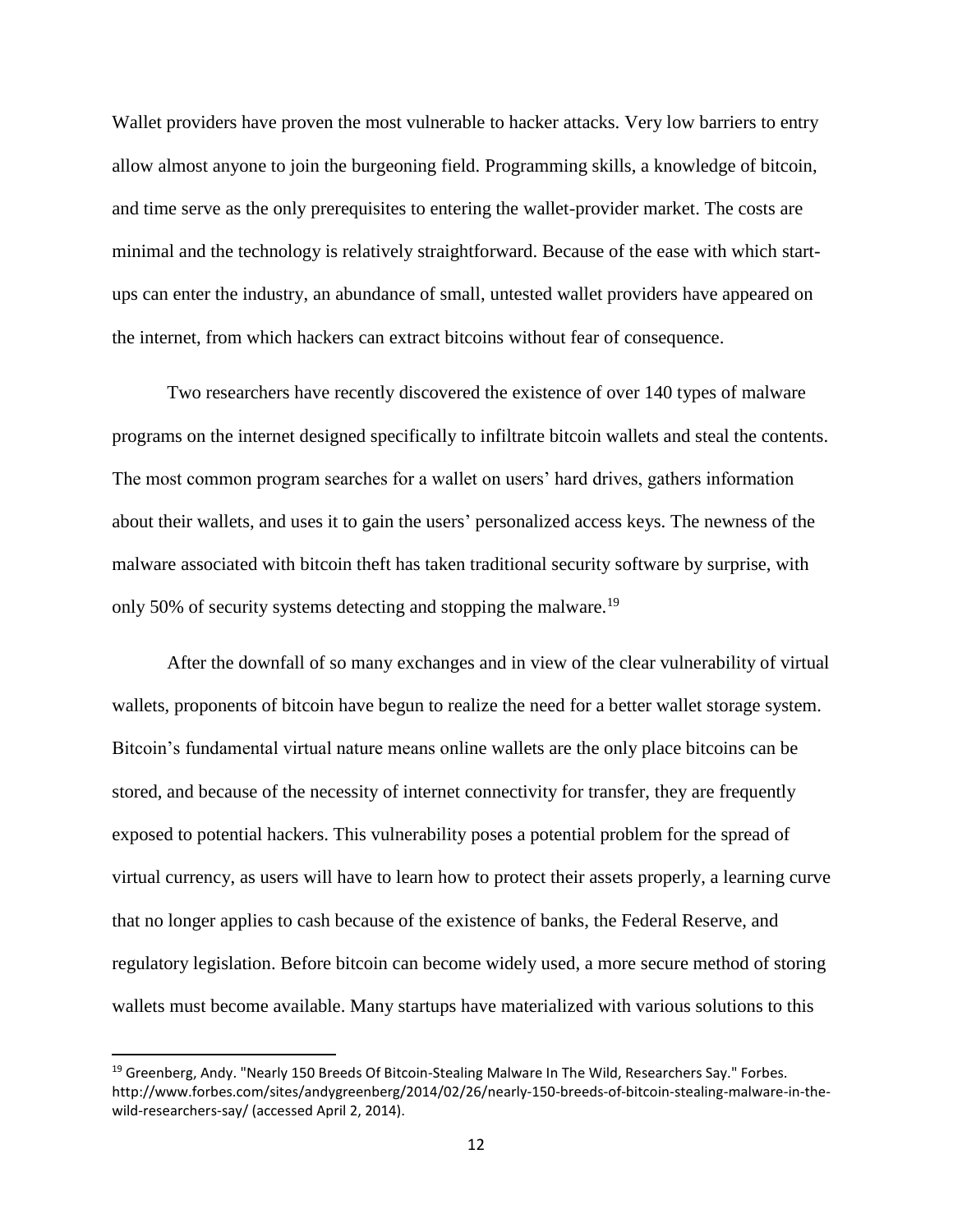Wallet providers have proven the most vulnerable to hacker attacks. Very low barriers to entry allow almost anyone to join the burgeoning field. Programming skills, a knowledge of bitcoin, and time serve as the only prerequisites to entering the wallet-provider market. The costs are minimal and the technology is relatively straightforward. Because of the ease with which start-ups can enter the industry, an abundance of small, untested wallet providers have appeared on the internet, from which hackers can extract bitcoins without fear of consequence.

Two researchers have recently discovered the existence of over 140 types of malware programs on the internet designed specifically to infiltrate bitcoin wallets and steal the contents. The most common program searches for a wallet on users' hard drives, gathers information about their wallets, and uses it to gain the users' personalized access keys. The newness of the malware associated with bitcoin theft has taken traditional security software by surprise, with only 50% of security systems detecting and stopping the malware.[19]

After the downfall of so many exchanges and in view of the clear vulnerability of virtual wallets, proponents of bitcoin have begun to realize the need for a better wallet storage system. Bitcoin's fundamental virtual nature means online wallets are the only place bitcoins can be stored, and because of the necessity of internet connectivity for transfer, they are frequently exposed to potential hackers. This vulnerability poses a potential problem for the spread of virtual currency, as users will have to learn how to protect their assets properly, a learning curve that no longer applies to cash because of the existence of banks, the Federal Reserve, and regulatory legislation. Before bitcoin can become widely used, a more secure method of storing wallets must become available. Many startups have materialized with various solutions to this

---

[19] Greenberg, Andy. "Nearly 150 Breeds Of Bitcoin-Stealing Malware In The Wild, Researchers Say." Forbes. http://www.forbes.com/sites/andygreenberg/2014/02/26/nearly-150-breeds-of-bitcoin-stealing-malware-in-the-wild-researchers-say/ (accessed April 2, 2014).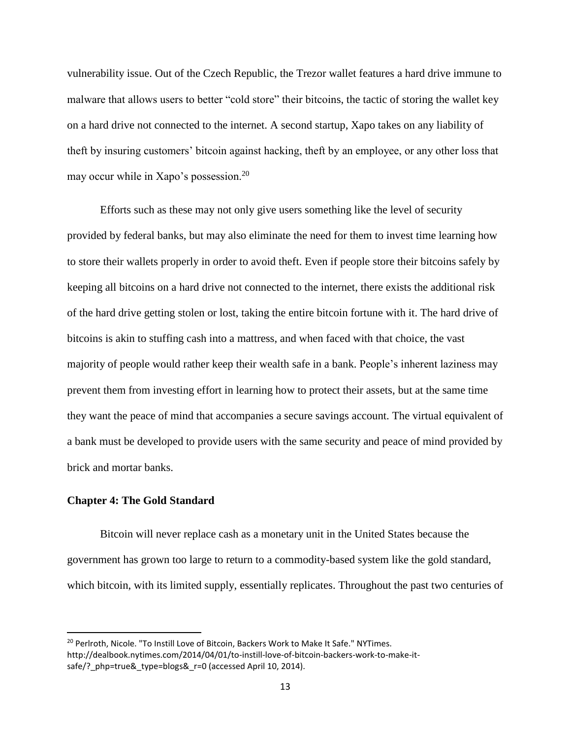vulnerability issue. Out of the Czech Republic, the Trezor wallet features a hard drive immune to malware that allows users to better "cold store" their bitcoins, the tactic of storing the wallet key on a hard drive not connected to the internet. A second startup, Xapo takes on any liability of theft by insuring customers' bitcoin against hacking, theft by an employee, or any other loss that may occur while in Xapo's possession.[20]

Efforts such as these may not only give users something like the level of security provided by federal banks, but may also eliminate the need for them to invest time learning how to store their wallets properly in order to avoid theft. Even if people store their bitcoins safely by keeping all bitcoins on a hard drive not connected to the internet, there exists the additional risk of the hard drive getting stolen or lost, taking the entire bitcoin fortune with it. The hard drive of bitcoins is akin to stuffing cash into a mattress, and when faced with that choice, the vast majority of people would rather keep their wealth safe in a bank. People's inherent laziness may prevent them from investing effort in learning how to protect their assets, but at the same time they want the peace of mind that accompanies a secure savings account. The virtual equivalent of a bank must be developed to provide users with the same security and peace of mind provided by brick and mortar banks.

### Chapter 4: The Gold Standard

Bitcoin will never replace cash as a monetary unit in the United States because the government has grown too large to return to a commodity-based system like the gold standard, which bitcoin, with its limited supply, essentially replicates. Throughout the past two centuries of

---

[20] Perlroth, Nicole. "To Instill Love of Bitcoin, Backers Work to Make It Safe." NYTimes. http://dealbook.nytimes.com/2014/04/01/to-instill-love-of-bitcoin-backers-work-to-make-it-safe/?_php=true&_type=blogs&_r=0 (accessed April 10, 2014).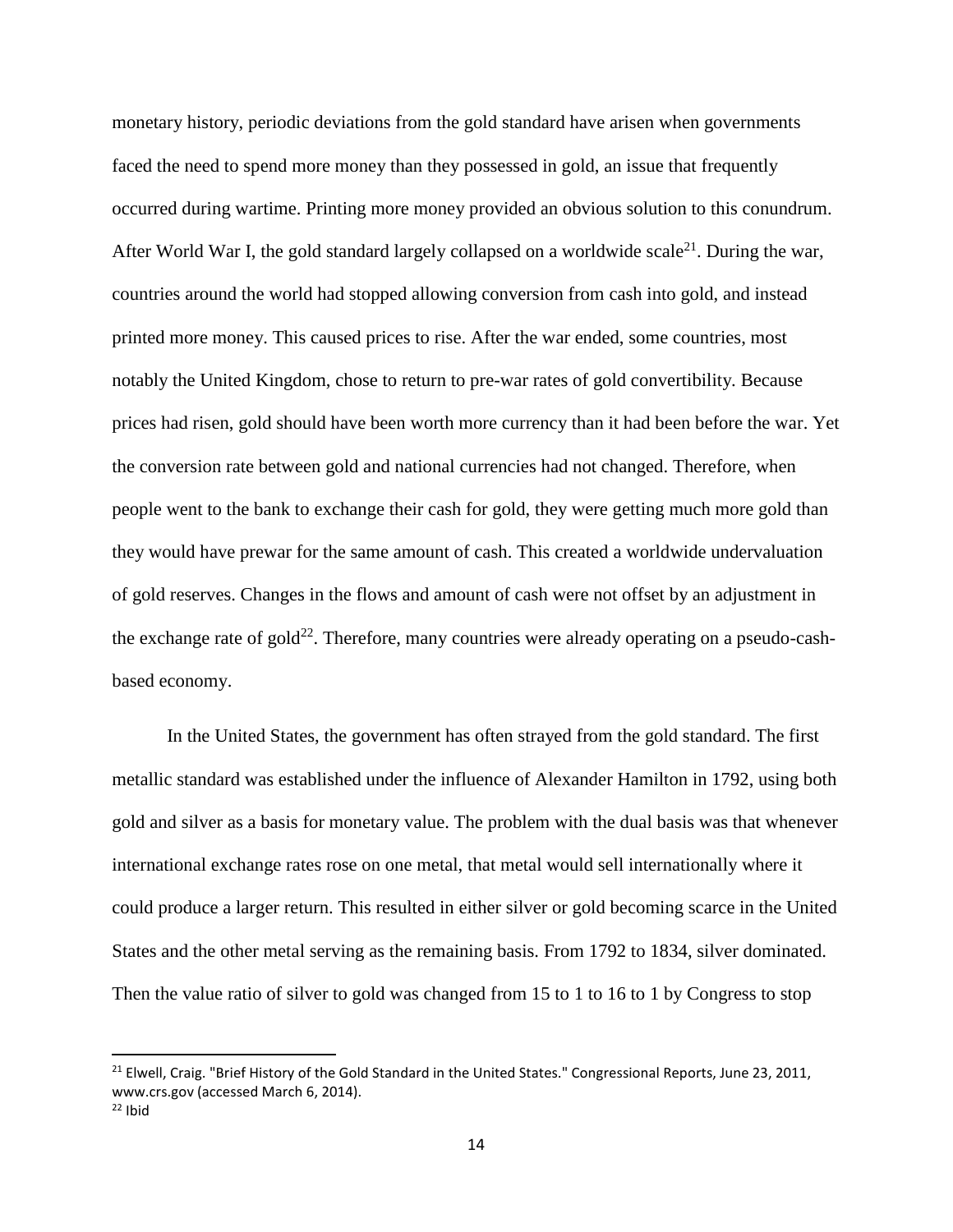monetary history, periodic deviations from the gold standard have arisen when governments faced the need to spend more money than they possessed in gold, an issue that frequently occurred during wartime. Printing more money provided an obvious solution to this conundrum. After World War I, the gold standard largely collapsed on a worldwide scale[21]. During the war, countries around the world had stopped allowing conversion from cash into gold, and instead printed more money. This caused prices to rise. After the war ended, some countries, most notably the United Kingdom, chose to return to pre-war rates of gold convertibility. Because prices had risen, gold should have been worth more currency than it had been before the war. Yet the conversion rate between gold and national currencies had not changed. Therefore, when people went to the bank to exchange their cash for gold, they were getting much more gold than they would have prewar for the same amount of cash. This created a worldwide undervaluation of gold reserves. Changes in the flows and amount of cash were not offset by an adjustment in the exchange rate of gold[22]. Therefore, many countries were already operating on a pseudo-cash-based economy.

In the United States, the government has often strayed from the gold standard. The first metallic standard was established under the influence of Alexander Hamilton in 1792, using both gold and silver as a basis for monetary value. The problem with the dual basis was that whenever international exchange rates rose on one metal, that metal would sell internationally where it could produce a larger return. This resulted in either silver or gold becoming scarce in the United States and the other metal serving as the remaining basis. From 1792 to 1834, silver dominated. Then the value ratio of silver to gold was changed from 15 to 1 to 16 to 1 by Congress to stop

---

[21] Elwell, Craig. "Brief History of the Gold Standard in the United States." Congressional Reports, June 23, 2011, www.crs.gov (accessed March 6, 2014).

[22] Ibid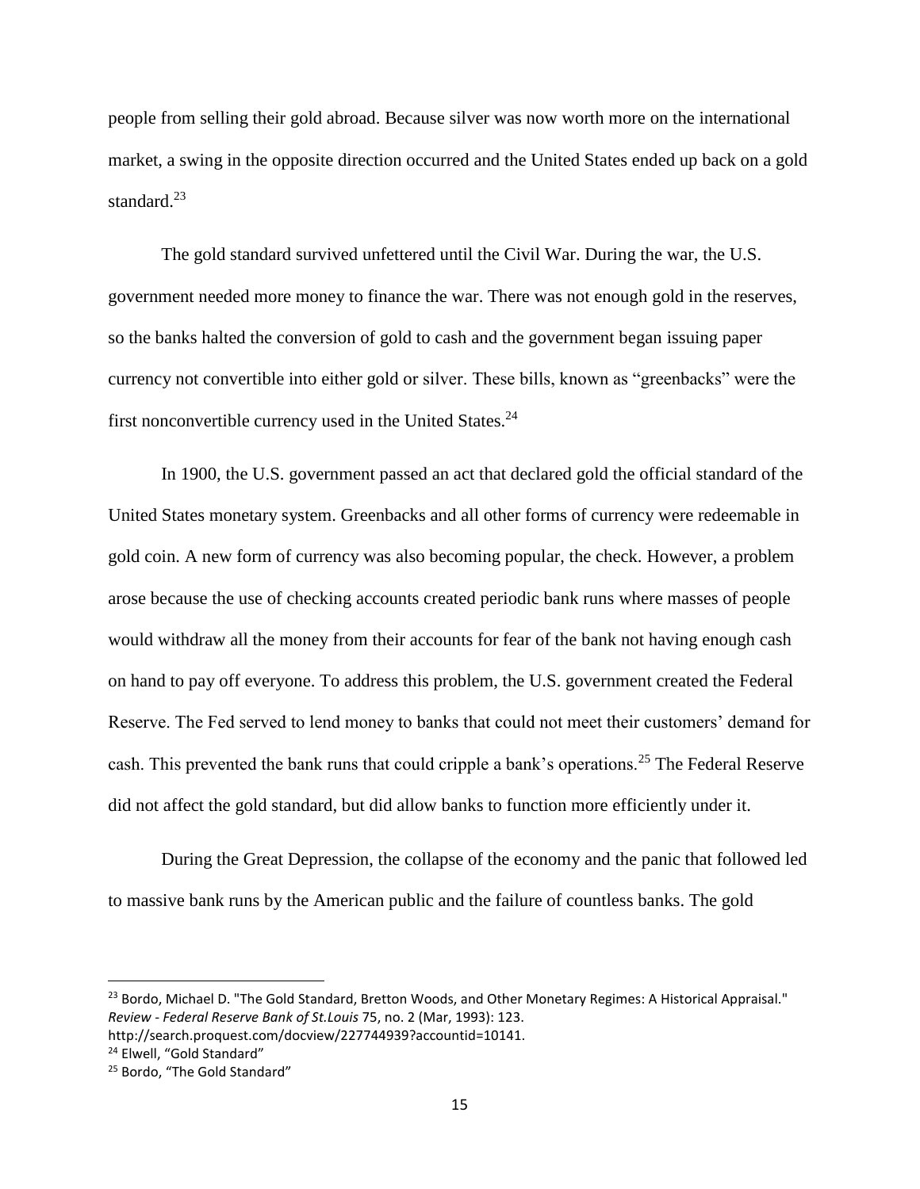people from selling their gold abroad. Because silver was now worth more on the international market, a swing in the opposite direction occurred and the United States ended up back on a gold standard.[23]

The gold standard survived unfettered until the Civil War. During the war, the U.S. government needed more money to finance the war. There was not enough gold in the reserves, so the banks halted the conversion of gold to cash and the government began issuing paper currency not convertible into either gold or silver. These bills, known as "greenbacks" were the first nonconvertible currency used in the United States.[24]

In 1900, the U.S. government passed an act that declared gold the official standard of the United States monetary system. Greenbacks and all other forms of currency were redeemable in gold coin. A new form of currency was also becoming popular, the check. However, a problem arose because the use of checking accounts created periodic bank runs where masses of people would withdraw all the money from their accounts for fear of the bank not having enough cash on hand to pay off everyone. To address this problem, the U.S. government created the Federal Reserve. The Fed served to lend money to banks that could not meet their customers' demand for cash. This prevented the bank runs that could cripple a bank's operations.[25] The Federal Reserve did not affect the gold standard, but did allow banks to function more efficiently under it.

During the Great Depression, the collapse of the economy and the panic that followed led to massive bank runs by the American public and the failure of countless banks. The gold

---

[23] Bordo, Michael D. "The Gold Standard, Bretton Woods, and Other Monetary Regimes: A Historical Appraisal." *Review - Federal Reserve Bank of St.Louis* 75, no. 2 (Mar, 1993): 123. http://search.proquest.com/docview/227744939?accountid=10141.

[24] Elwell, "Gold Standard"

[25] Bordo, "The Gold Standard"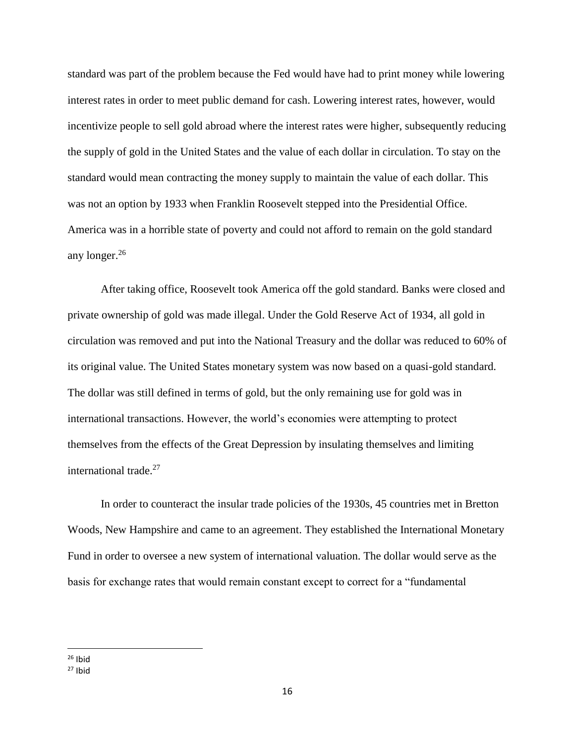standard was part of the problem because the Fed would have had to print money while lowering interest rates in order to meet public demand for cash. Lowering interest rates, however, would incentivize people to sell gold abroad where the interest rates were higher, subsequently reducing the supply of gold in the United States and the value of each dollar in circulation. To stay on the standard would mean contracting the money supply to maintain the value of each dollar. This was not an option by 1933 when Franklin Roosevelt stepped into the Presidential Office. America was in a horrible state of poverty and could not afford to remain on the gold standard any longer.[26]

After taking office, Roosevelt took America off the gold standard. Banks were closed and private ownership of gold was made illegal. Under the Gold Reserve Act of 1934, all gold in circulation was removed and put into the National Treasury and the dollar was reduced to 60% of its original value. The United States monetary system was now based on a quasi-gold standard. The dollar was still defined in terms of gold, but the only remaining use for gold was in international transactions. However, the world's economies were attempting to protect themselves from the effects of the Great Depression by insulating themselves and limiting international trade.[27]

In order to counteract the insular trade policies of the 1930s, 45 countries met in Bretton Woods, New Hampshire and came to an agreement. They established the International Monetary Fund in order to oversee a new system of international valuation. The dollar would serve as the basis for exchange rates that would remain constant except to correct for a "fundamental

---

[26] Ibid

[27] Ibid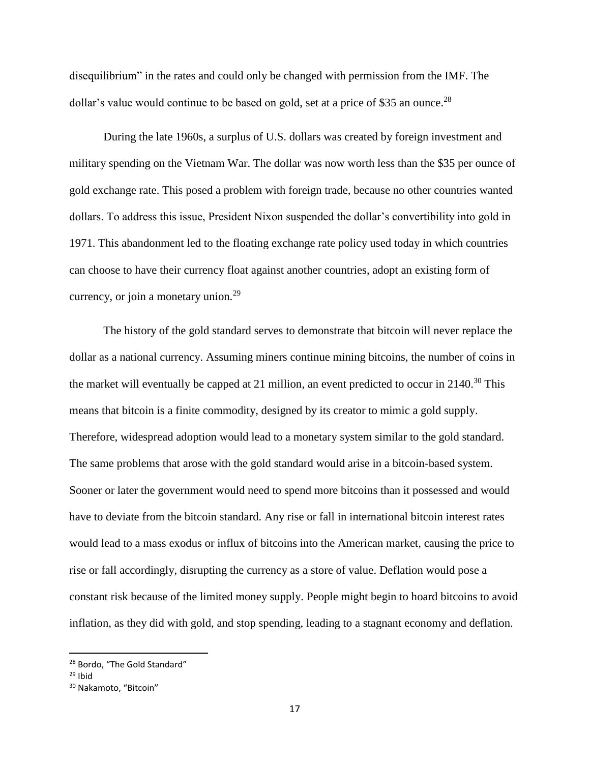disequilibrium" in the rates and could only be changed with permission from the IMF. The dollar's value would continue to be based on gold, set at a price of $35 an ounce.[28]

During the late 1960s, a surplus of U.S. dollars was created by foreign investment and military spending on the Vietnam War. The dollar was now worth less than the $35 per ounce of gold exchange rate. This posed a problem with foreign trade, because no other countries wanted dollars. To address this issue, President Nixon suspended the dollar's convertibility into gold in 1971. This abandonment led to the floating exchange rate policy used today in which countries can choose to have their currency float against another countries, adopt an existing form of currency, or join a monetary union.[29]

The history of the gold standard serves to demonstrate that bitcoin will never replace the dollar as a national currency. Assuming miners continue mining bitcoins, the number of coins in the market will eventually be capped at 21 million, an event predicted to occur in 2140.[30] This means that bitcoin is a finite commodity, designed by its creator to mimic a gold supply. Therefore, widespread adoption would lead to a monetary system similar to the gold standard. The same problems that arose with the gold standard would arise in a bitcoin-based system. Sooner or later the government would need to spend more bitcoins than it possessed and would have to deviate from the bitcoin standard. Any rise or fall in international bitcoin interest rates would lead to a mass exodus or influx of bitcoins into the American market, causing the price to rise or fall accordingly, disrupting the currency as a store of value. Deflation would pose a constant risk because of the limited money supply. People might begin to hoard bitcoins to avoid inflation, as they did with gold, and stop spending, leading to a stagnant economy and deflation.

---

[28] Bordo, "The Gold Standard"

[29] Ibid

[30] Nakamoto, "Bitcoin"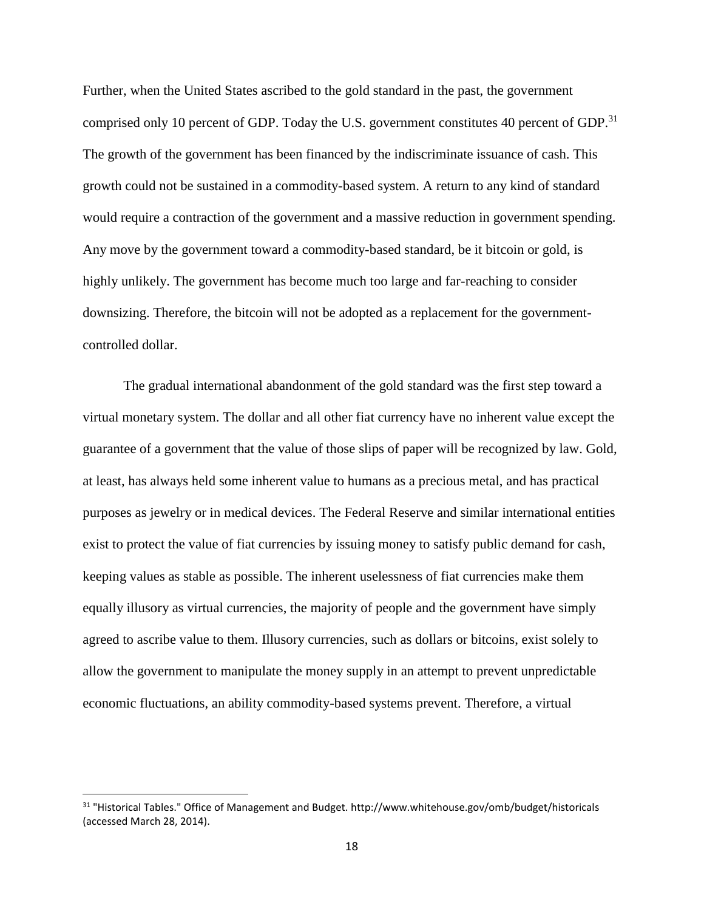Further, when the United States ascribed to the gold standard in the past, the government comprised only 10 percent of GDP. Today the U.S. government constitutes 40 percent of GDP.[31] The growth of the government has been financed by the indiscriminate issuance of cash. This growth could not be sustained in a commodity-based system. A return to any kind of standard would require a contraction of the government and a massive reduction in government spending. Any move by the government toward a commodity-based standard, be it bitcoin or gold, is highly unlikely. The government has become much too large and far-reaching to consider downsizing. Therefore, the bitcoin will not be adopted as a replacement for the government-controlled dollar.

The gradual international abandonment of the gold standard was the first step toward a virtual monetary system. The dollar and all other fiat currency have no inherent value except the guarantee of a government that the value of those slips of paper will be recognized by law. Gold, at least, has always held some inherent value to humans as a precious metal, and has practical purposes as jewelry or in medical devices. The Federal Reserve and similar international entities exist to protect the value of fiat currencies by issuing money to satisfy public demand for cash, keeping values as stable as possible. The inherent uselessness of fiat currencies make them equally illusory as virtual currencies, the majority of people and the government have simply agreed to ascribe value to them. Illusory currencies, such as dollars or bitcoins, exist solely to allow the government to manipulate the money supply in an attempt to prevent unpredictable economic fluctuations, an ability commodity-based systems prevent. Therefore, a virtual

---

[31] "Historical Tables." Office of Management and Budget. http://www.whitehouse.gov/omb/budget/historicals (accessed March 28, 2014).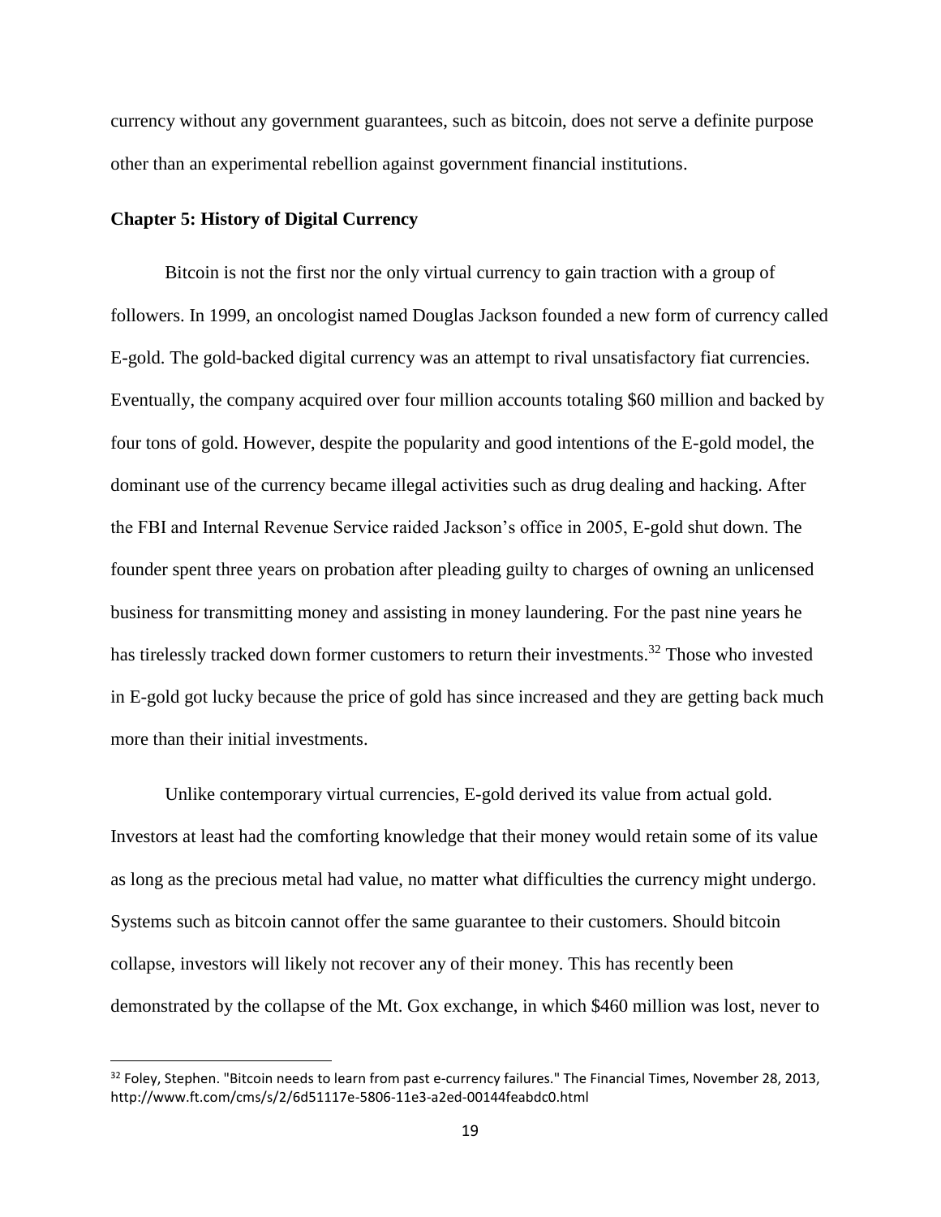currency without any government guarantees, such as bitcoin, does not serve a definite purpose other than an experimental rebellion against government financial institutions.

### Chapter 5: History of Digital Currency

Bitcoin is not the first nor the only virtual currency to gain traction with a group of followers. In 1999, an oncologist named Douglas Jackson founded a new form of currency called E-gold. The gold-backed digital currency was an attempt to rival unsatisfactory fiat currencies. Eventually, the company acquired over four million accounts totaling $60 million and backed by four tons of gold. However, despite the popularity and good intentions of the E-gold model, the dominant use of the currency became illegal activities such as drug dealing and hacking. After the FBI and Internal Revenue Service raided Jackson's office in 2005, E-gold shut down. The founder spent three years on probation after pleading guilty to charges of owning an unlicensed business for transmitting money and assisting in money laundering. For the past nine years he has tirelessly tracked down former customers to return their investments.[32] Those who invested in E-gold got lucky because the price of gold has since increased and they are getting back much more than their initial investments.

Unlike contemporary virtual currencies, E-gold derived its value from actual gold. Investors at least had the comforting knowledge that their money would retain some of its value as long as the precious metal had value, no matter what difficulties the currency might undergo. Systems such as bitcoin cannot offer the same guarantee to their customers. Should bitcoin collapse, investors will likely not recover any of their money. This has recently been demonstrated by the collapse of the Mt. Gox exchange, in which $460 million was lost, never to

---

[32] Foley, Stephen. "Bitcoin needs to learn from past e-currency failures." The Financial Times, November 28, 2013, http://www.ft.com/cms/s/2/6d51117e-5806-11e3-a2ed-00144feabdc0.html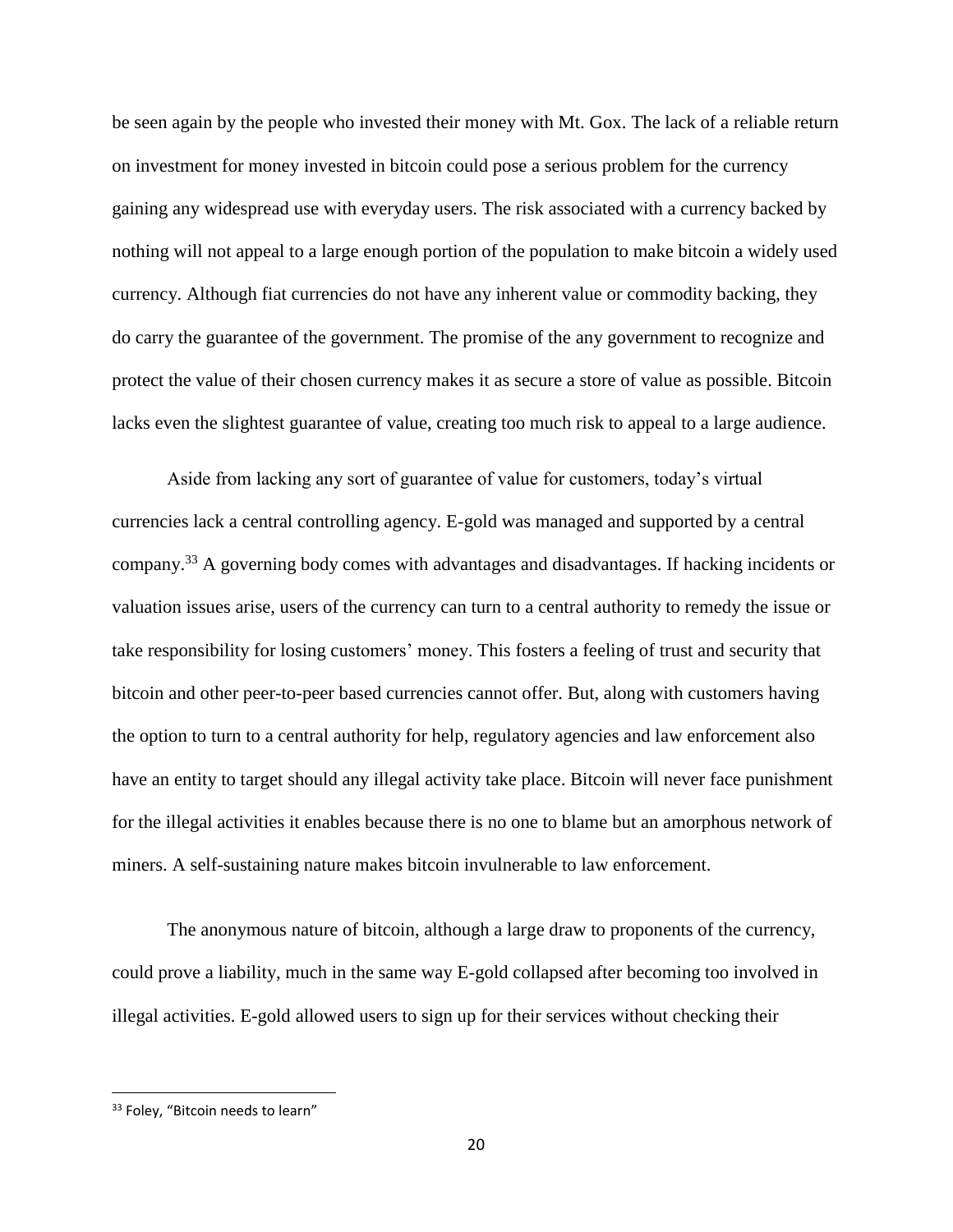be seen again by the people who invested their money with Mt. Gox. The lack of a reliable return on investment for money invested in bitcoin could pose a serious problem for the currency gaining any widespread use with everyday users. The risk associated with a currency backed by nothing will not appeal to a large enough portion of the population to make bitcoin a widely used currency. Although fiat currencies do not have any inherent value or commodity backing, they do carry the guarantee of the government. The promise of the any government to recognize and protect the value of their chosen currency makes it as secure a store of value as possible. Bitcoin lacks even the slightest guarantee of value, creating too much risk to appeal to a large audience.

Aside from lacking any sort of guarantee of value for customers, today's virtual currencies lack a central controlling agency. E-gold was managed and supported by a central company.[33] A governing body comes with advantages and disadvantages. If hacking incidents or valuation issues arise, users of the currency can turn to a central authority to remedy the issue or take responsibility for losing customers' money. This fosters a feeling of trust and security that bitcoin and other peer-to-peer based currencies cannot offer. But, along with customers having the option to turn to a central authority for help, regulatory agencies and law enforcement also have an entity to target should any illegal activity take place. Bitcoin will never face punishment for the illegal activities it enables because there is no one to blame but an amorphous network of miners. A self-sustaining nature makes bitcoin invulnerable to law enforcement.

The anonymous nature of bitcoin, although a large draw to proponents of the currency, could prove a liability, much in the same way E-gold collapsed after becoming too involved in illegal activities. E-gold allowed users to sign up for their services without checking their

[33] Foley, "Bitcoin needs to learn"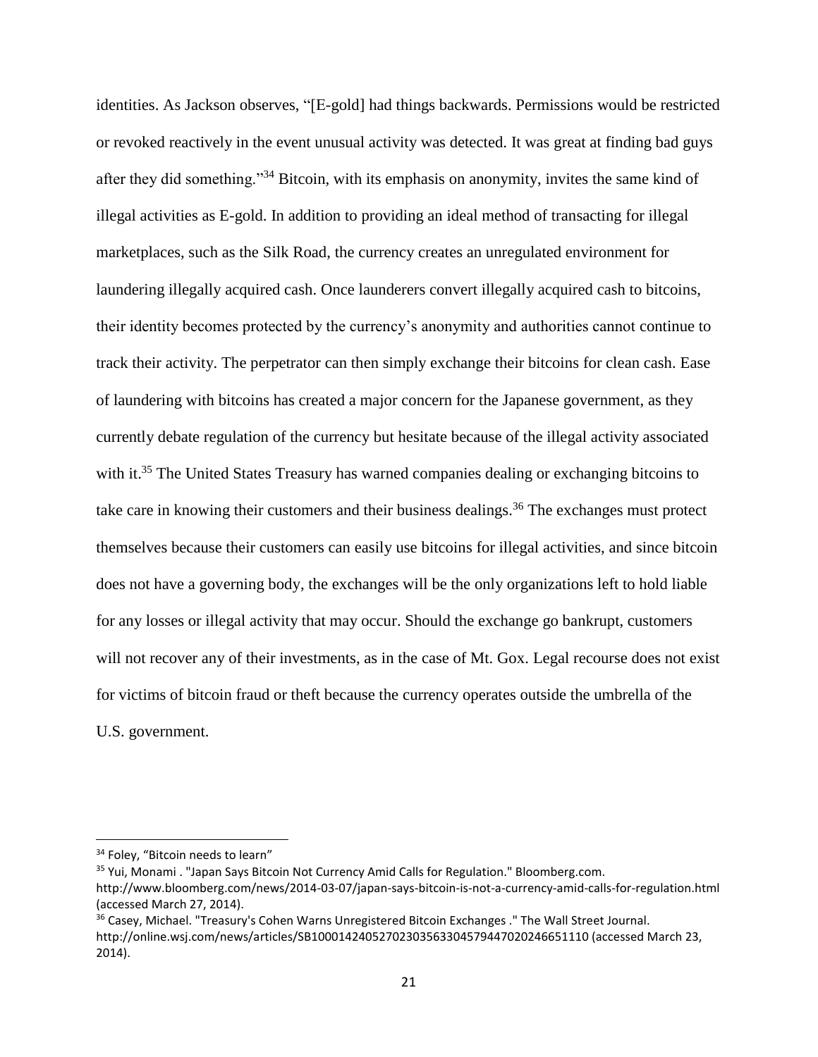identities. As Jackson observes, "[E-gold] had things backwards. Permissions would be restricted or revoked reactively in the event unusual activity was detected. It was great at finding bad guys after they did something."[34] Bitcoin, with its emphasis on anonymity, invites the same kind of illegal activities as E-gold. In addition to providing an ideal method of transacting for illegal marketplaces, such as the Silk Road, the currency creates an unregulated environment for laundering illegally acquired cash. Once launderers convert illegally acquired cash to bitcoins, their identity becomes protected by the currency's anonymity and authorities cannot continue to track their activity. The perpetrator can then simply exchange their bitcoins for clean cash. Ease of laundering with bitcoins has created a major concern for the Japanese government, as they currently debate regulation of the currency but hesitate because of the illegal activity associated with it.[35] The United States Treasury has warned companies dealing or exchanging bitcoins to take care in knowing their customers and their business dealings.[36] The exchanges must protect themselves because their customers can easily use bitcoins for illegal activities, and since bitcoin does not have a governing body, the exchanges will be the only organizations left to hold liable for any losses or illegal activity that may occur. Should the exchange go bankrupt, customers will not recover any of their investments, as in the case of Mt. Gox. Legal recourse does not exist for victims of bitcoin fraud or theft because the currency operates outside the umbrella of the U.S. government.

---

[34] Foley, "Bitcoin needs to learn"

[35] Yui, Monami . "Japan Says Bitcoin Not Currency Amid Calls for Regulation." Bloomberg.com. http://www.bloomberg.com/news/2014-03-07/japan-says-bitcoin-is-not-a-currency-amid-calls-for-regulation.html (accessed March 27, 2014).

[36] Casey, Michael. "Treasury's Cohen Warns Unregistered Bitcoin Exchanges ." The Wall Street Journal. http://online.wsj.com/news/articles/SB10001424052702303563304579447020246651110 (accessed March 23, 2014).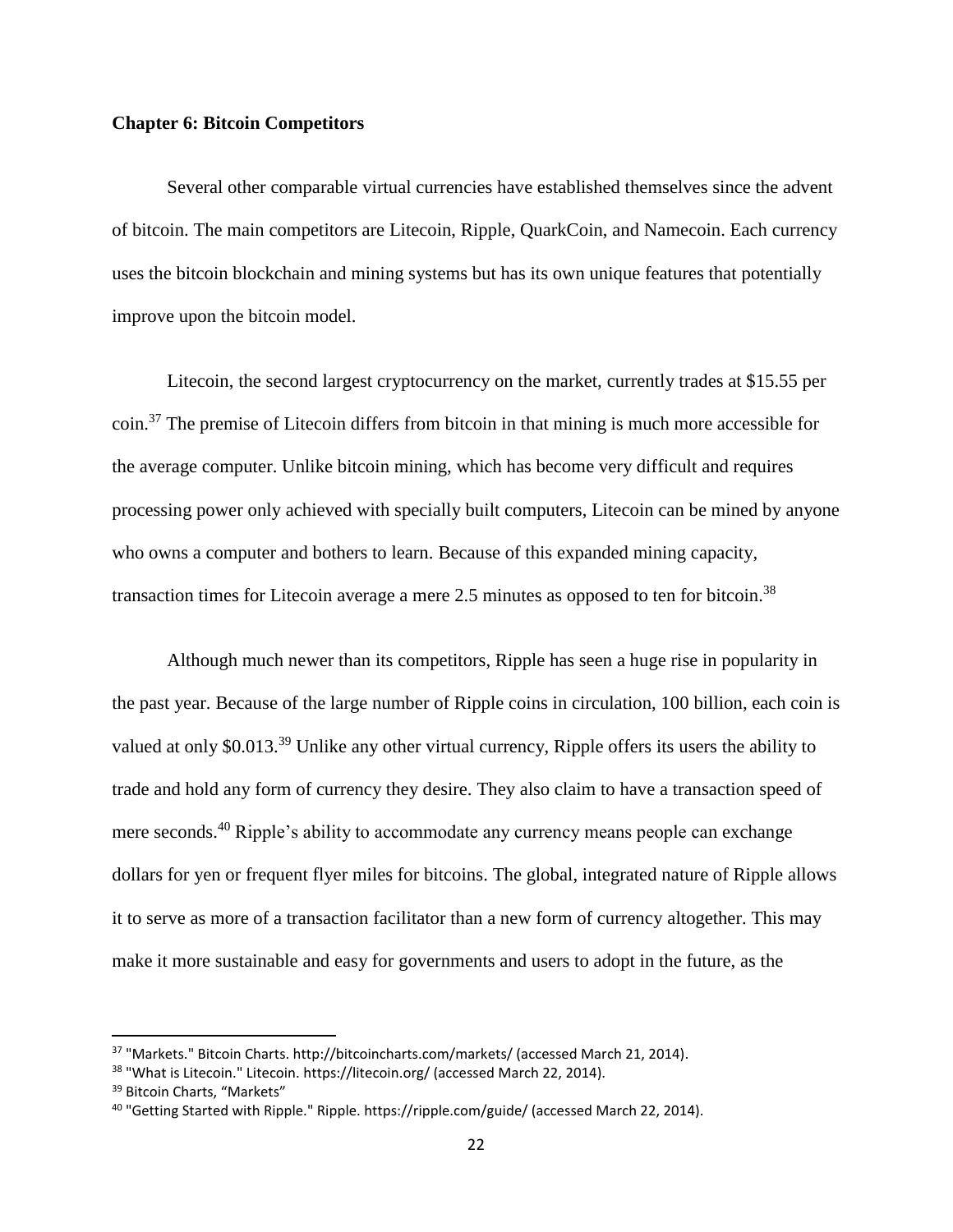### Chapter 6: Bitcoin Competitors

Several other comparable virtual currencies have established themselves since the advent of bitcoin. The main competitors are Litecoin, Ripple, QuarkCoin, and Namecoin. Each currency uses the bitcoin blockchain and mining systems but has its own unique features that potentially improve upon the bitcoin model.

Litecoin, the second largest cryptocurrency on the market, currently trades at $15.55 per coin.[37] The premise of Litecoin differs from bitcoin in that mining is much more accessible for the average computer. Unlike bitcoin mining, which has become very difficult and requires processing power only achieved with specially built computers, Litecoin can be mined by anyone who owns a computer and bothers to learn. Because of this expanded mining capacity, transaction times for Litecoin average a mere 2.5 minutes as opposed to ten for bitcoin.[38]

Although much newer than its competitors, Ripple has seen a huge rise in popularity in the past year. Because of the large number of Ripple coins in circulation, 100 billion, each coin is valued at only $0.013.[39] Unlike any other virtual currency, Ripple offers its users the ability to trade and hold any form of currency they desire. They also claim to have a transaction speed of mere seconds.[40] Ripple's ability to accommodate any currency means people can exchange dollars for yen or frequent flyer miles for bitcoins. The global, integrated nature of Ripple allows it to serve as more of a transaction facilitator than a new form of currency altogether. This may make it more sustainable and easy for governments and users to adopt in the future, as the

---

[37] "Markets." Bitcoin Charts. http://bitcoincharts.com/markets/ (accessed March 21, 2014).

[38] "What is Litecoin." Litecoin. https://litecoin.org/ (accessed March 22, 2014).

[39] Bitcoin Charts, "Markets"

[40] "Getting Started with Ripple." Ripple. https://ripple.com/guide/ (accessed March 22, 2014).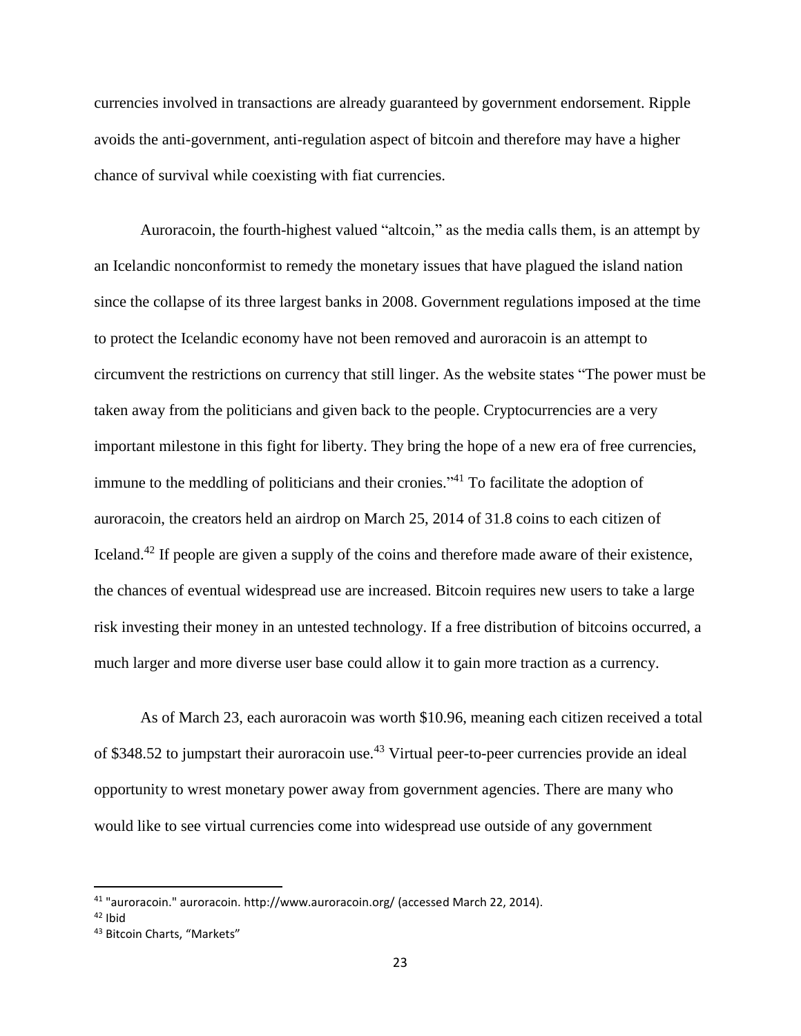currencies involved in transactions are already guaranteed by government endorsement. Ripple avoids the anti-government, anti-regulation aspect of bitcoin and therefore may have a higher chance of survival while coexisting with fiat currencies.

Auroracoin, the fourth-highest valued "altcoin," as the media calls them, is an attempt by an Icelandic nonconformist to remedy the monetary issues that have plagued the island nation since the collapse of its three largest banks in 2008. Government regulations imposed at the time to protect the Icelandic economy have not been removed and auroracoin is an attempt to circumvent the restrictions on currency that still linger. As the website states "The power must be taken away from the politicians and given back to the people. Cryptocurrencies are a very important milestone in this fight for liberty. They bring the hope of a new era of free currencies, immune to the meddling of politicians and their cronies."[41] To facilitate the adoption of auroracoin, the creators held an airdrop on March 25, 2014 of 31.8 coins to each citizen of Iceland.[42] If people are given a supply of the coins and therefore made aware of their existence, the chances of eventual widespread use are increased. Bitcoin requires new users to take a large risk investing their money in an untested technology. If a free distribution of bitcoins occurred, a much larger and more diverse user base could allow it to gain more traction as a currency.

As of March 23, each auroracoin was worth $10.96, meaning each citizen received a total of $348.52 to jumpstart their auroracoin use.[43] Virtual peer-to-peer currencies provide an ideal opportunity to wrest monetary power away from government agencies. There are many who would like to see virtual currencies come into widespread use outside of any government

---

[41] "auroracoin." auroracoin. http://www.auroracoin.org/ (accessed March 22, 2014).

[42] Ibid

[43] Bitcoin Charts, "Markets"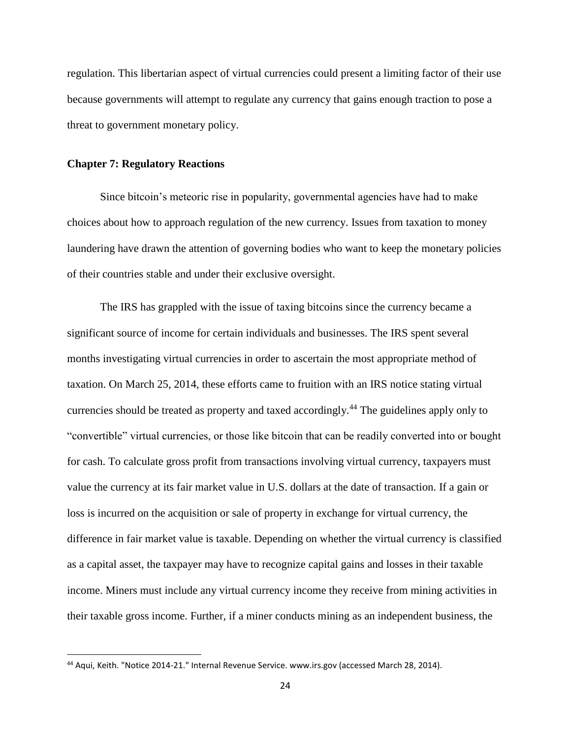regulation. This libertarian aspect of virtual currencies could present a limiting factor of their use because governments will attempt to regulate any currency that gains enough traction to pose a threat to government monetary policy.

## Chapter 7: Regulatory Reactions

Since bitcoin's meteoric rise in popularity, governmental agencies have had to make choices about how to approach regulation of the new currency. Issues from taxation to money laundering have drawn the attention of governing bodies who want to keep the monetary policies of their countries stable and under their exclusive oversight.

The IRS has grappled with the issue of taxing bitcoins since the currency became a significant source of income for certain individuals and businesses. The IRS spent several months investigating virtual currencies in order to ascertain the most appropriate method of taxation. On March 25, 2014, these efforts came to fruition with an IRS notice stating virtual currencies should be treated as property and taxed accordingly.[44] The guidelines apply only to "convertible" virtual currencies, or those like bitcoin that can be readily converted into or bought for cash. To calculate gross profit from transactions involving virtual currency, taxpayers must value the currency at its fair market value in U.S. dollars at the date of transaction. If a gain or loss is incurred on the acquisition or sale of property in exchange for virtual currency, the difference in fair market value is taxable. Depending on whether the virtual currency is classified as a capital asset, the taxpayer may have to recognize capital gains and losses in their taxable income. Miners must include any virtual currency income they receive from mining activities in their taxable gross income. Further, if a miner conducts mining as an independent business, the

[44] Aqui, Keith. "Notice 2014-21." Internal Revenue Service. www.irs.gov (accessed March 28, 2014).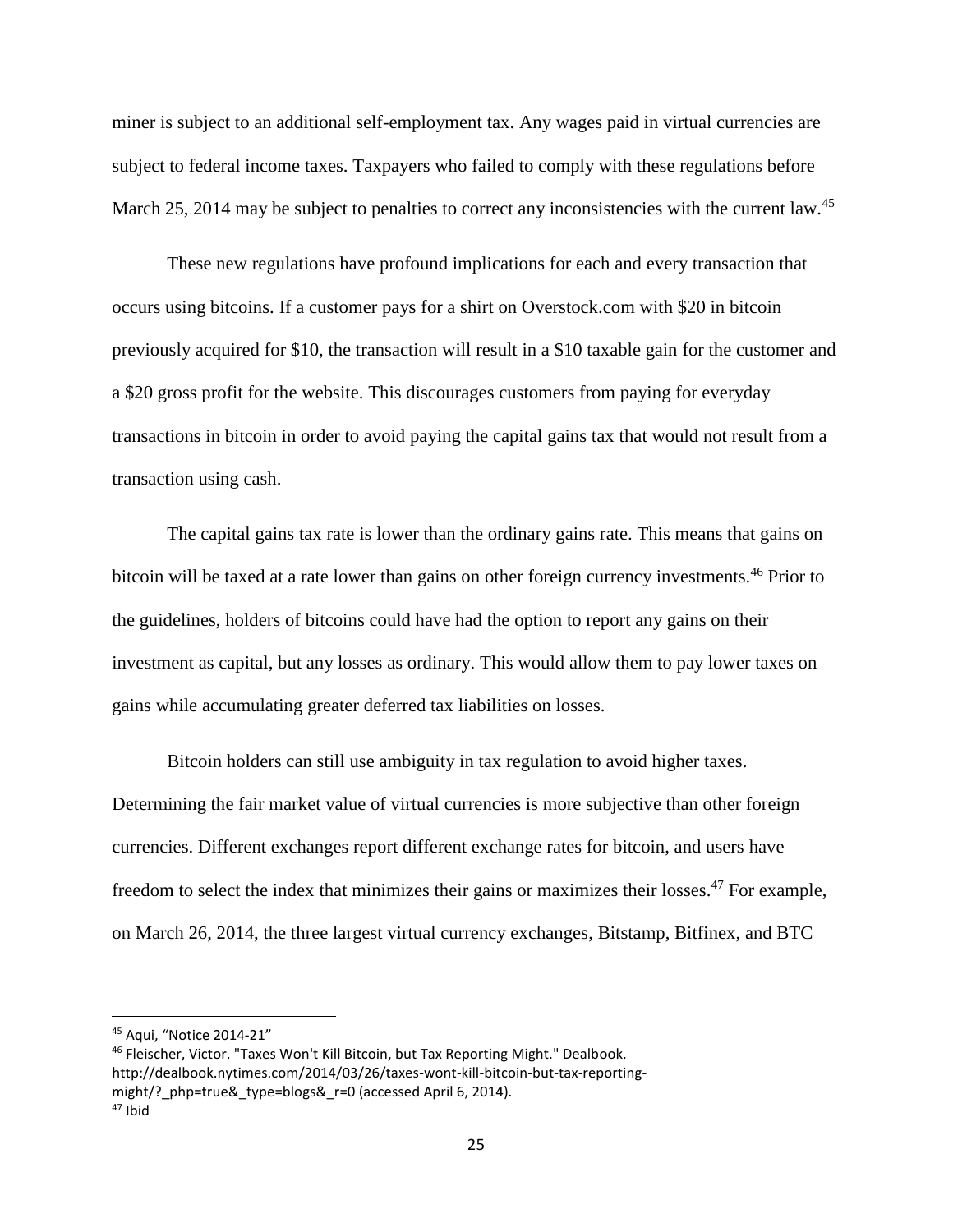miner is subject to an additional self-employment tax. Any wages paid in virtual currencies are subject to federal income taxes. Taxpayers who failed to comply with these regulations before March 25, 2014 may be subject to penalties to correct any inconsistencies with the current law.[45]

These new regulations have profound implications for each and every transaction that occurs using bitcoins. If a customer pays for a shirt on Overstock.com with $20 in bitcoin previously acquired for $10, the transaction will result in a $10 taxable gain for the customer and a $20 gross profit for the website. This discourages customers from paying for everyday transactions in bitcoin in order to avoid paying the capital gains tax that would not result from a transaction using cash.

The capital gains tax rate is lower than the ordinary gains rate. This means that gains on bitcoin will be taxed at a rate lower than gains on other foreign currency investments.[46] Prior to the guidelines, holders of bitcoins could have had the option to report any gains on their investment as capital, but any losses as ordinary. This would allow them to pay lower taxes on gains while accumulating greater deferred tax liabilities on losses.

Bitcoin holders can still use ambiguity in tax regulation to avoid higher taxes. Determining the fair market value of virtual currencies is more subjective than other foreign currencies. Different exchanges report different exchange rates for bitcoin, and users have freedom to select the index that minimizes their gains or maximizes their losses.[47] For example, on March 26, 2014, the three largest virtual currency exchanges, Bitstamp, Bitfinex, and BTC

---

[45] Aqui, "Notice 2014-21"

[46] Fleischer, Victor. "Taxes Won't Kill Bitcoin, but Tax Reporting Might." Dealbook. http://dealbook.nytimes.com/2014/03/26/taxes-wont-kill-bitcoin-but-tax-reporting-might/?_php=true&_type=blogs&_r=0 (accessed April 6, 2014).

[47] Ibid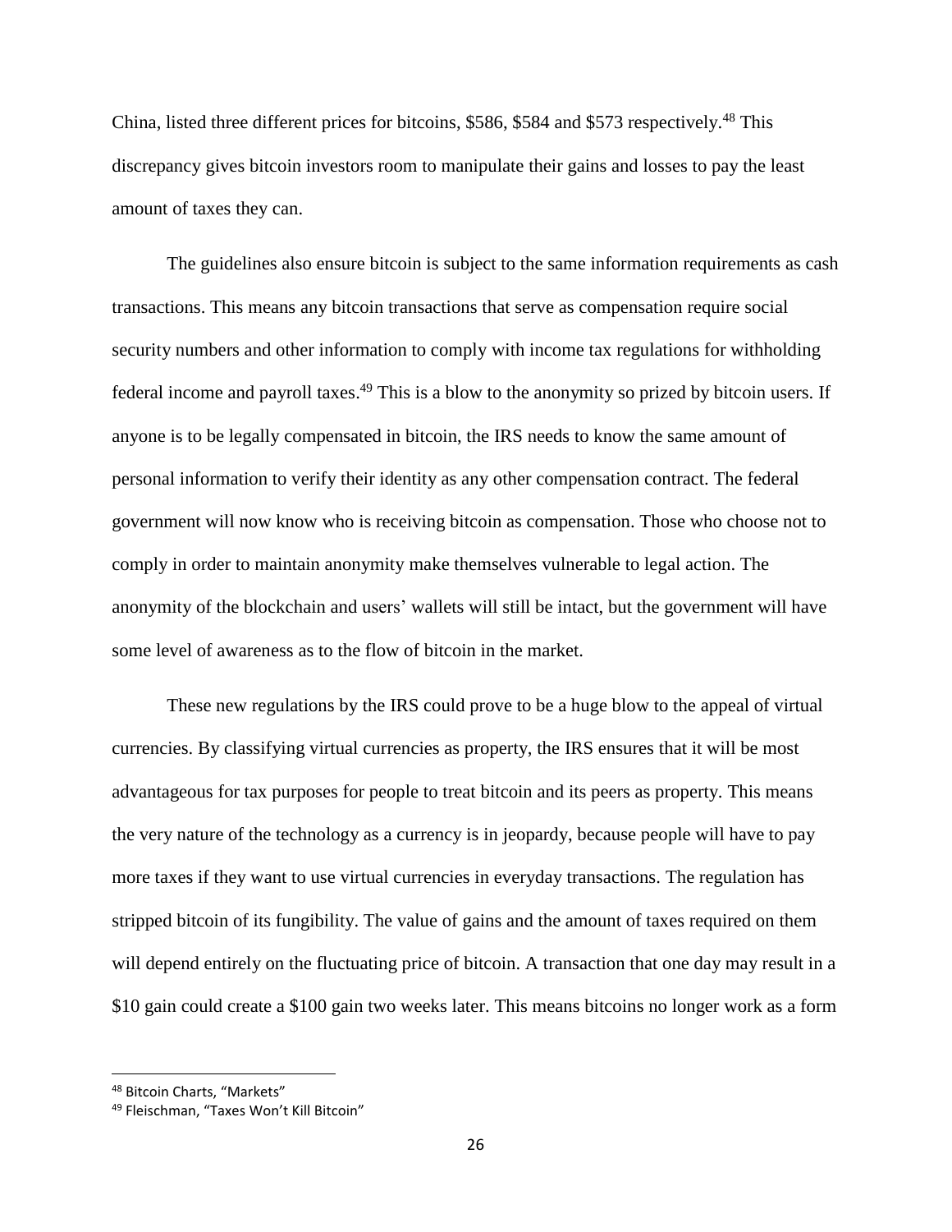China, listed three different prices for bitcoins, $586, $584 and $573 respectively.[48] This discrepancy gives bitcoin investors room to manipulate their gains and losses to pay the least amount of taxes they can.

The guidelines also ensure bitcoin is subject to the same information requirements as cash transactions. This means any bitcoin transactions that serve as compensation require social security numbers and other information to comply with income tax regulations for withholding federal income and payroll taxes.[49] This is a blow to the anonymity so prized by bitcoin users. If anyone is to be legally compensated in bitcoin, the IRS needs to know the same amount of personal information to verify their identity as any other compensation contract. The federal government will now know who is receiving bitcoin as compensation. Those who choose not to comply in order to maintain anonymity make themselves vulnerable to legal action. The anonymity of the blockchain and users' wallets will still be intact, but the government will have some level of awareness as to the flow of bitcoin in the market.

These new regulations by the IRS could prove to be a huge blow to the appeal of virtual currencies. By classifying virtual currencies as property, the IRS ensures that it will be most advantageous for tax purposes for people to treat bitcoin and its peers as property. This means the very nature of the technology as a currency is in jeopardy, because people will have to pay more taxes if they want to use virtual currencies in everyday transactions. The regulation has stripped bitcoin of its fungibility. The value of gains and the amount of taxes required on them will depend entirely on the fluctuating price of bitcoin. A transaction that one day may result in a $10 gain could create a $100 gain two weeks later. This means bitcoins no longer work as a form

---

[48] Bitcoin Charts, "Markets"

[49] Fleischman, "Taxes Won't Kill Bitcoin"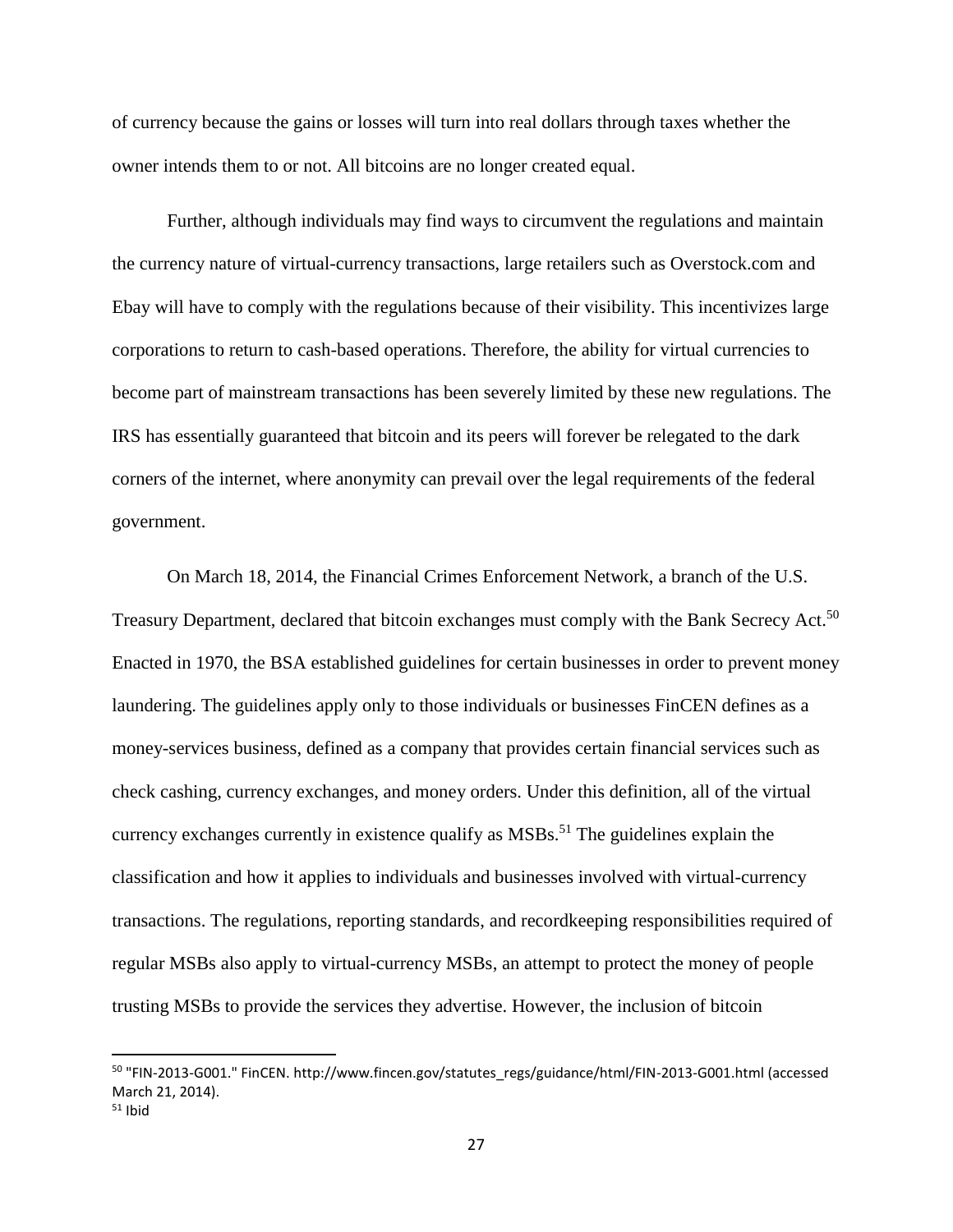of currency because the gains or losses will turn into real dollars through taxes whether the owner intends them to or not. All bitcoins are no longer created equal.

Further, although individuals may find ways to circumvent the regulations and maintain the currency nature of virtual-currency transactions, large retailers such as Overstock.com and Ebay will have to comply with the regulations because of their visibility. This incentivizes large corporations to return to cash-based operations. Therefore, the ability for virtual currencies to become part of mainstream transactions has been severely limited by these new regulations. The IRS has essentially guaranteed that bitcoin and its peers will forever be relegated to the dark corners of the internet, where anonymity can prevail over the legal requirements of the federal government.

On March 18, 2014, the Financial Crimes Enforcement Network, a branch of the U.S. Treasury Department, declared that bitcoin exchanges must comply with the Bank Secrecy Act.[50] Enacted in 1970, the BSA established guidelines for certain businesses in order to prevent money laundering. The guidelines apply only to those individuals or businesses FinCEN defines as a money-services business, defined as a company that provides certain financial services such as check cashing, currency exchanges, and money orders. Under this definition, all of the virtual currency exchanges currently in existence qualify as MSBs.[51] The guidelines explain the classification and how it applies to individuals and businesses involved with virtual-currency transactions. The regulations, reporting standards, and recordkeeping responsibilities required of regular MSBs also apply to virtual-currency MSBs, an attempt to protect the money of people trusting MSBs to provide the services they advertise. However, the inclusion of bitcoin

---

[50] "FIN-2013-G001." FinCEN. http://www.fincen.gov/statutes_regs/guidance/html/FIN-2013-G001.html (accessed March 21, 2014).

[51] Ibid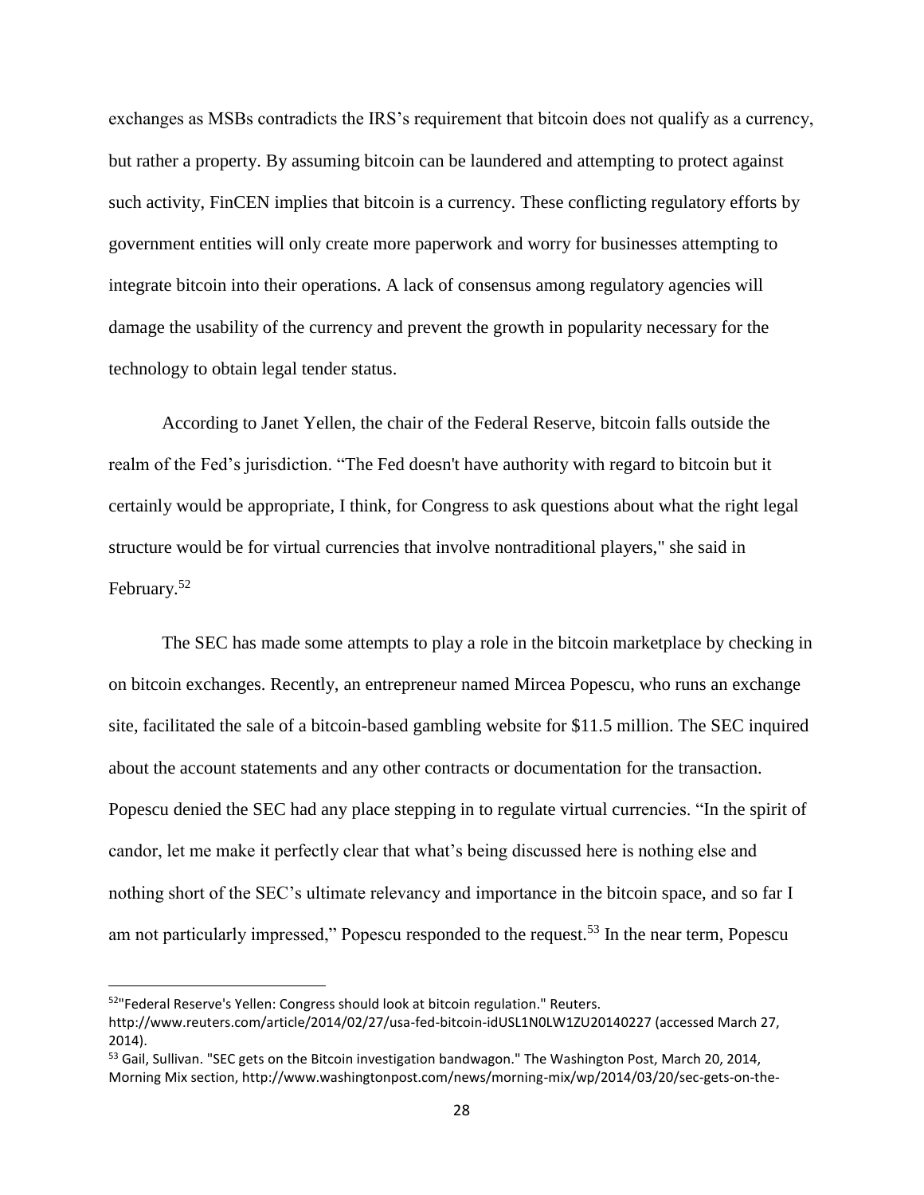exchanges as MSBs contradicts the IRS's requirement that bitcoin does not qualify as a currency, but rather a property. By assuming bitcoin can be laundered and attempting to protect against such activity, FinCEN implies that bitcoin is a currency. These conflicting regulatory efforts by government entities will only create more paperwork and worry for businesses attempting to integrate bitcoin into their operations. A lack of consensus among regulatory agencies will damage the usability of the currency and prevent the growth in popularity necessary for the technology to obtain legal tender status.

According to Janet Yellen, the chair of the Federal Reserve, bitcoin falls outside the realm of the Fed's jurisdiction. "The Fed doesn't have authority with regard to bitcoin but it certainly would be appropriate, I think, for Congress to ask questions about what the right legal structure would be for virtual currencies that involve nontraditional players," she said in February.[52]

The SEC has made some attempts to play a role in the bitcoin marketplace by checking in on bitcoin exchanges. Recently, an entrepreneur named Mircea Popescu, who runs an exchange site, facilitated the sale of a bitcoin-based gambling website for $11.5 million. The SEC inquired about the account statements and any other contracts or documentation for the transaction. Popescu denied the SEC had any place stepping in to regulate virtual currencies. "In the spirit of candor, let me make it perfectly clear that what's being discussed here is nothing else and nothing short of the SEC's ultimate relevancy and importance in the bitcoin space, and so far I am not particularly impressed," Popescu responded to the request.[53] In the near term, Popescu

---

[52] "Federal Reserve's Yellen: Congress should look at bitcoin regulation." Reuters. http://www.reuters.com/article/2014/02/27/usa-fed-bitcoin-idUSL1N0LW1ZU20140227 (accessed March 27, 2014).

[53] Gail, Sullivan. "SEC gets on the Bitcoin investigation bandwagon." The Washington Post, March 20, 2014, Morning Mix section, http://www.washingtonpost.com/news/morning-mix/wp/2014/03/20/sec-gets-on-the-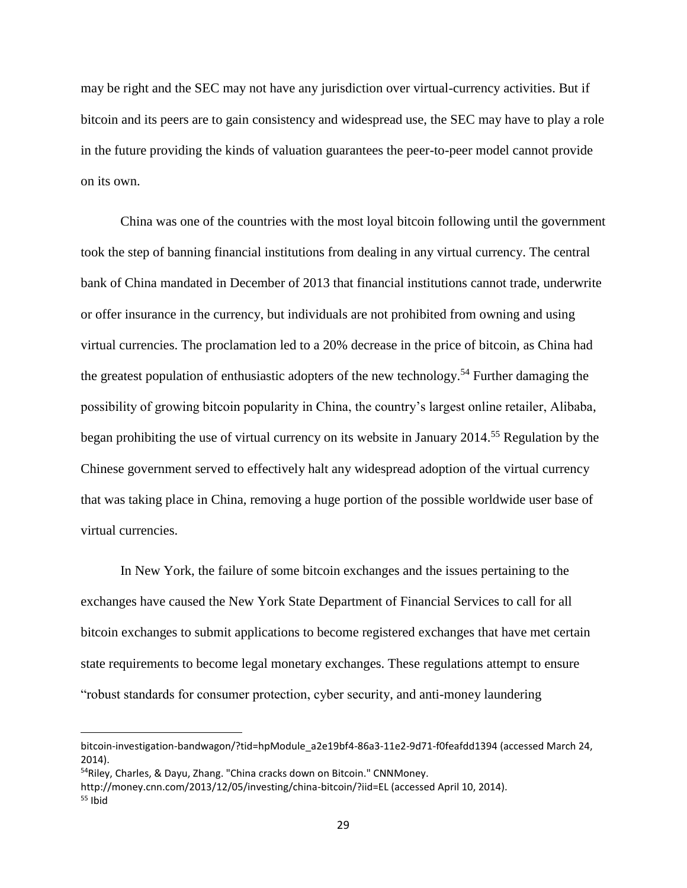may be right and the SEC may not have any jurisdiction over virtual-currency activities. But if bitcoin and its peers are to gain consistency and widespread use, the SEC may have to play a role in the future providing the kinds of valuation guarantees the peer-to-peer model cannot provide on its own.

China was one of the countries with the most loyal bitcoin following until the government took the step of banning financial institutions from dealing in any virtual currency. The central bank of China mandated in December of 2013 that financial institutions cannot trade, underwrite or offer insurance in the currency, but individuals are not prohibited from owning and using virtual currencies. The proclamation led to a 20% decrease in the price of bitcoin, as China had the greatest population of enthusiastic adopters of the new technology.[54] Further damaging the possibility of growing bitcoin popularity in China, the country's largest online retailer, Alibaba, began prohibiting the use of virtual currency on its website in January 2014.[55] Regulation by the Chinese government served to effectively halt any widespread adoption of the virtual currency that was taking place in China, removing a huge portion of the possible worldwide user base of virtual currencies.

In New York, the failure of some bitcoin exchanges and the issues pertaining to the exchanges have caused the New York State Department of Financial Services to call for all bitcoin exchanges to submit applications to become registered exchanges that have met certain state requirements to become legal monetary exchanges. These regulations attempt to ensure "robust standards for consumer protection, cyber security, and anti-money laundering

---

bitcoin-investigation-bandwagon/?tid=hpModule_a2e19bf4-86a3-11e2-9d71-f0feafdd1394 (accessed March 24, 2014).

[54] Riley, Charles, & Dayu, Zhang. "China cracks down on Bitcoin." CNNMoney. http://money.cnn.com/2013/12/05/investing/china-bitcoin/?iid=EL (accessed April 10, 2014).

[55] Ibid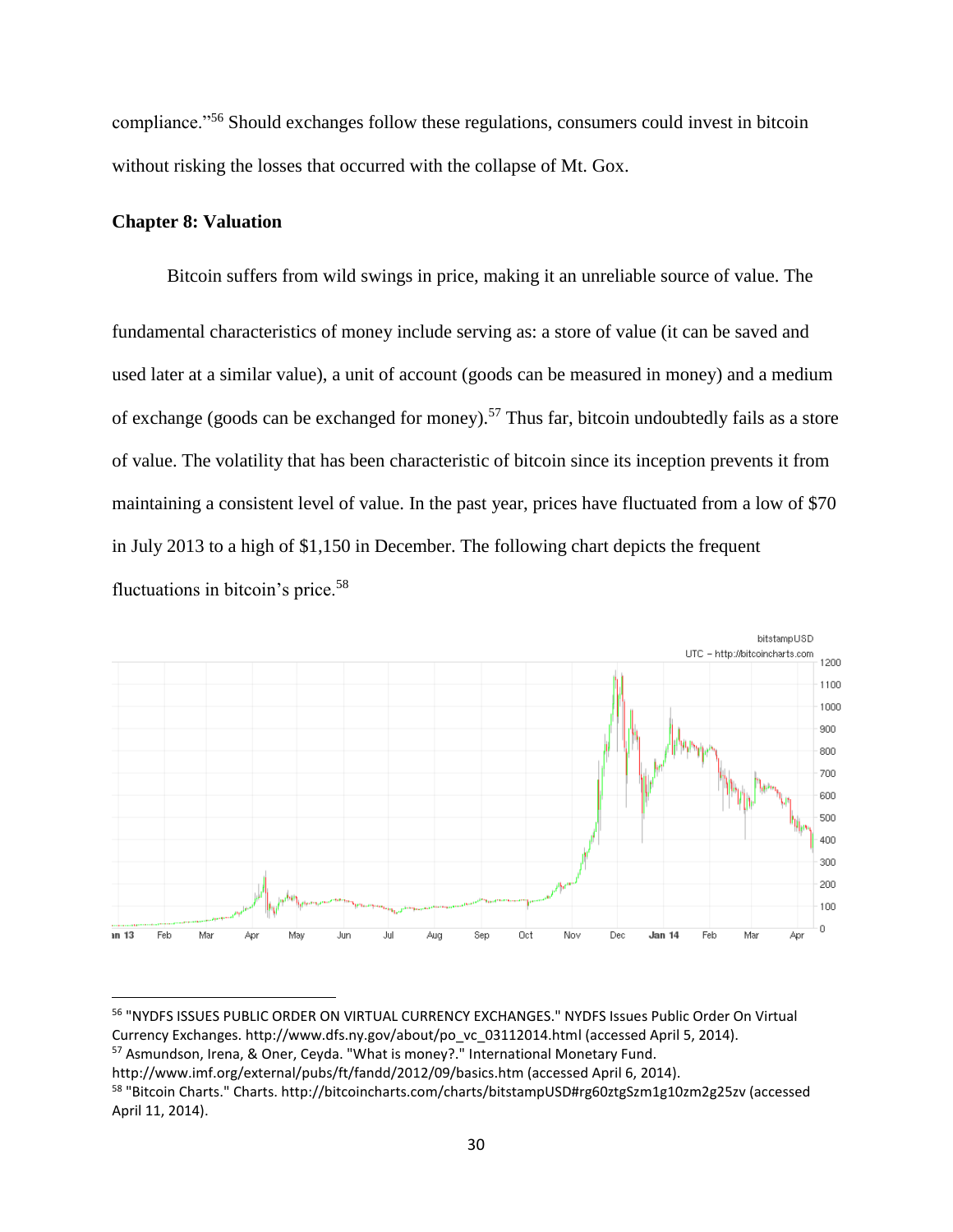compliance."[56] Should exchanges follow these regulations, consumers could invest in bitcoin without risking the losses that occurred with the collapse of Mt. Gox.

## Chapter 8: Valuation

Bitcoin suffers from wild swings in price, making it an unreliable source of value. The fundamental characteristics of money include serving as: a store of value (it can be saved and used later at a similar value), a unit of account (goods can be measured in money) and a medium of exchange (goods can be exchanged for money).[57] Thus far, bitcoin undoubtedly fails as a store of value. The volatility that has been characteristic of bitcoin since its inception prevents it from maintaining a consistent level of value. In the past year, prices have fluctuated from a low of $70 in July 2013 to a high of $1,150 in December. The following chart depicts the frequent fluctuations in bitcoin's price.[58]

[56] "NYDFS ISSUES PUBLIC ORDER ON VIRTUAL CURRENCY EXCHANGES." NYDFS Issues Public Order On Virtual Currency Exchanges. http://www.dfs.ny.gov/about/po_vc_03112014.html (accessed April 5, 2014).

[57] Asmundson, Irena, & Oner, Ceyda. "What is money?." International Monetary Fund. http://www.imf.org/external/pubs/ft/fandd/2012/09/basics.htm (accessed April 6, 2014).

[58] "Bitcoin Charts." Charts. http://bitcoincharts.com/charts/bitstampUSD#rg60ztgSzm1g10zm2g25zv (accessed April 11, 2014).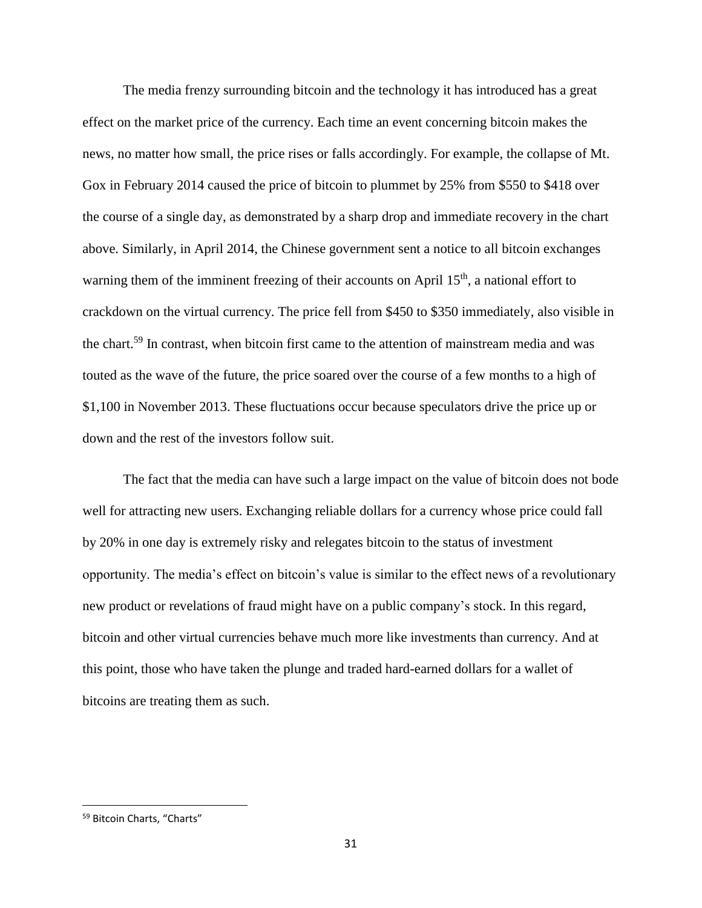The media frenzy surrounding bitcoin and the technology it has introduced has a great effect on the market price of the currency. Each time an event concerning bitcoin makes the news, no matter how small, the price rises or falls accordingly. For example, the collapse of Mt. Gox in February 2014 caused the price of bitcoin to plummet by 25% from $550 to $418 over the course of a single day, as demonstrated by a sharp drop and immediate recovery in the chart above. Similarly, in April 2014, the Chinese government sent a notice to all bitcoin exchanges warning them of the imminent freezing of their accounts on April 15th, a national effort to crackdown on the virtual currency. The price fell from $450 to $350 immediately, also visible in the chart.[59] In contrast, when bitcoin first came to the attention of mainstream media and was touted as the wave of the future, the price soared over the course of a few months to a high of $1,100 in November 2013. These fluctuations occur because speculators drive the price up or down and the rest of the investors follow suit.

The fact that the media can have such a large impact on the value of bitcoin does not bode well for attracting new users. Exchanging reliable dollars for a currency whose price could fall by 20% in one day is extremely risky and relegates bitcoin to the status of investment opportunity. The media's effect on bitcoin's value is similar to the effect news of a revolutionary new product or revelations of fraud might have on a public company's stock. In this regard, bitcoin and other virtual currencies behave much more like investments than currency. And at this point, those who have taken the plunge and traded hard-earned dollars for a wallet of bitcoins are treating them as such.

---

[59] Bitcoin Charts, "Charts"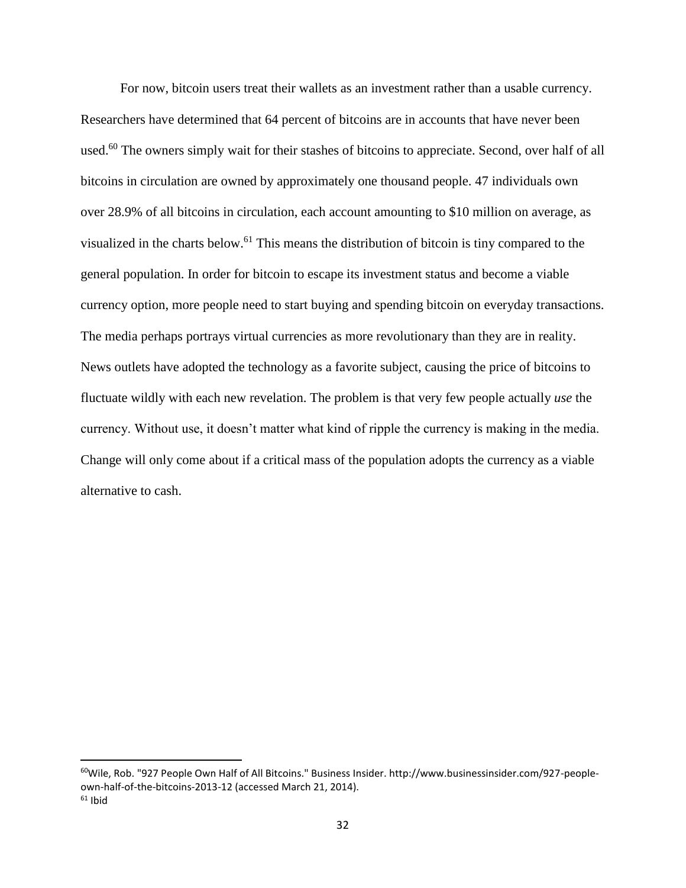For now, bitcoin users treat their wallets as an investment rather than a usable currency. Researchers have determined that 64 percent of bitcoins are in accounts that have never been used.[60] The owners simply wait for their stashes of bitcoins to appreciate. Second, over half of all bitcoins in circulation are owned by approximately one thousand people. 47 individuals own over 28.9% of all bitcoins in circulation, each account amounting to $10 million on average, as visualized in the charts below.[61] This means the distribution of bitcoin is tiny compared to the general population. In order for bitcoin to escape its investment status and become a viable currency option, more people need to start buying and spending bitcoin on everyday transactions. The media perhaps portrays virtual currencies as more revolutionary than they are in reality. News outlets have adopted the technology as a favorite subject, causing the price of bitcoins to fluctuate wildly with each new revelation. The problem is that very few people actually *use* the currency. Without use, it doesn't matter what kind of ripple the currency is making in the media. Change will only come about if a critical mass of the population adopts the currency as a viable alternative to cash.

---

[60] Wile, Rob. "927 People Own Half of All Bitcoins." Business Insider. http://www.businessinsider.com/927-people-own-half-of-the-bitcoins-2013-12 (accessed March 21, 2014).

[61] Ibid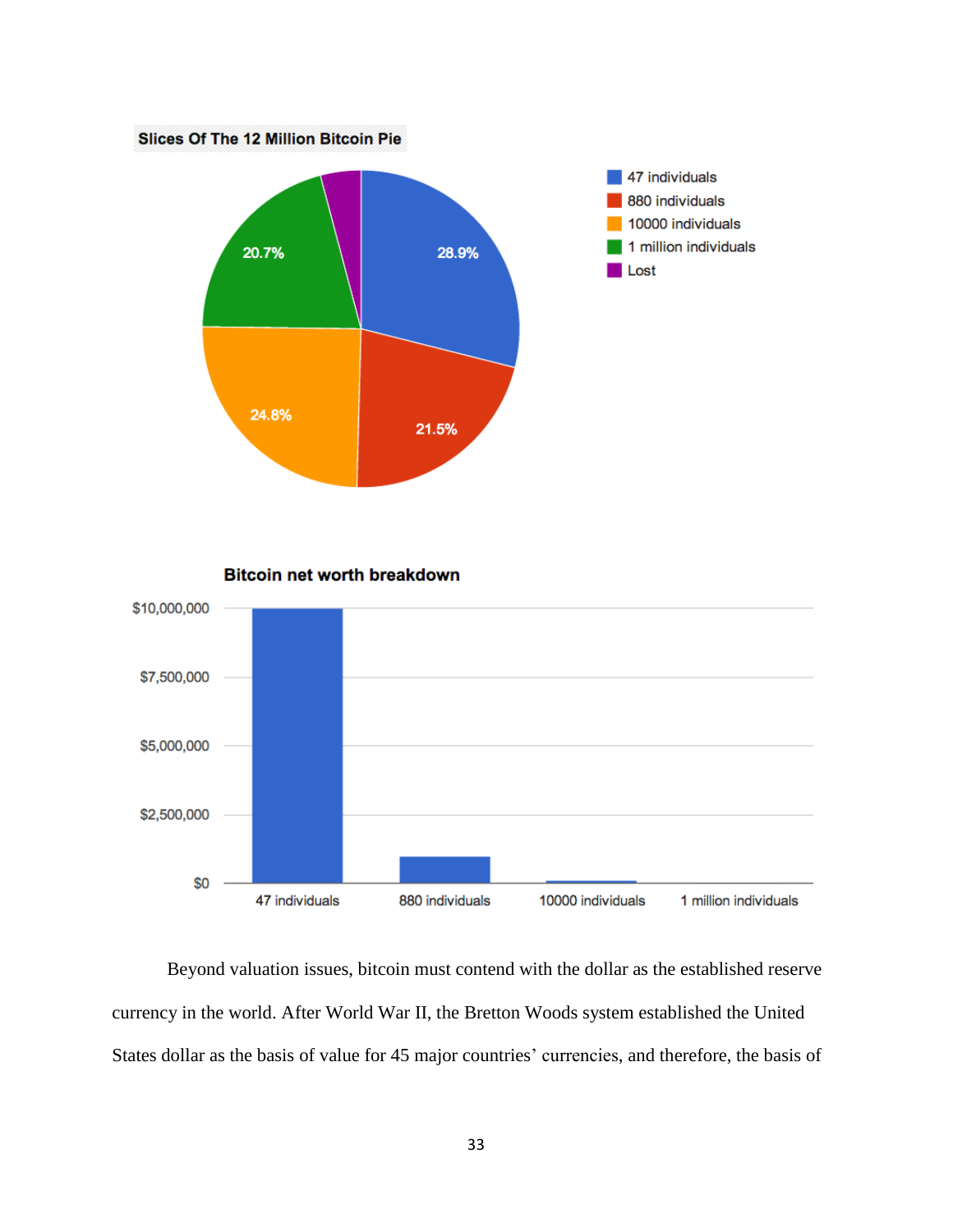**Slices Of The 12 Million Bitcoin Pie**

| Group | Share |
|---|---|
| 47 individuals | 28.9% |
| 880 individuals | 21.5% |
| 10000 individuals | 24.8% |
| 1 million individuals | 20.7% |
| Lost | |

**Bitcoin net worth breakdown**

| Group | Net worth |
|---|---|
| 47 individuals | $10,000,000 |
| 880 individuals | |
| 10000 individuals | |
| 1 million individuals | |

Beyond valuation issues, bitcoin must contend with the dollar as the established reserve currency in the world. After World War II, the Bretton Woods system established the United States dollar as the basis of value for 45 major countries' currencies, and therefore, the basis of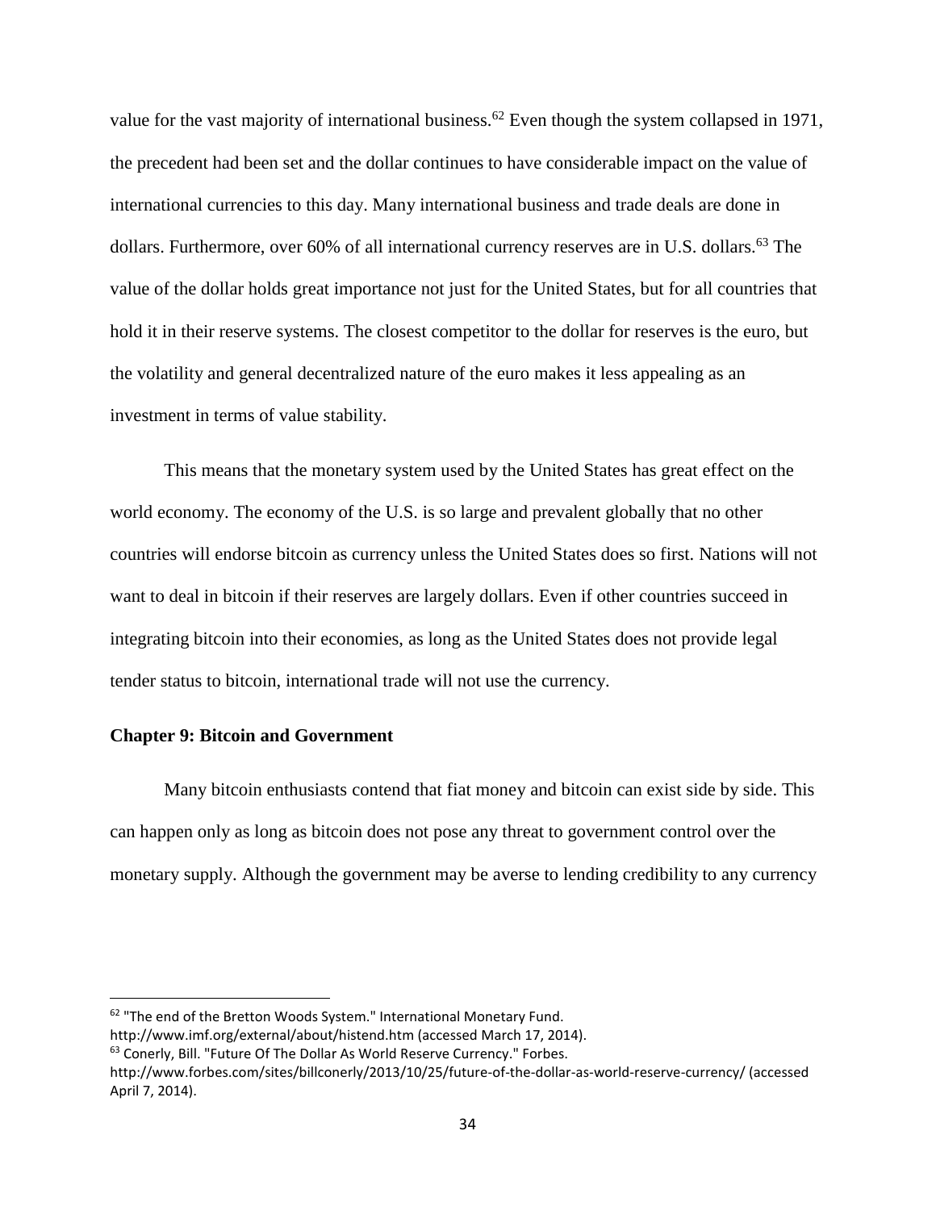value for the vast majority of international business.[62] Even though the system collapsed in 1971, the precedent had been set and the dollar continues to have considerable impact on the value of international currencies to this day. Many international business and trade deals are done in dollars. Furthermore, over 60% of all international currency reserves are in U.S. dollars.[63] The value of the dollar holds great importance not just for the United States, but for all countries that hold it in their reserve systems. The closest competitor to the dollar for reserves is the euro, but the volatility and general decentralized nature of the euro makes it less appealing as an investment in terms of value stability.

This means that the monetary system used by the United States has great effect on the world economy. The economy of the U.S. is so large and prevalent globally that no other countries will endorse bitcoin as currency unless the United States does so first. Nations will not want to deal in bitcoin if their reserves are largely dollars. Even if other countries succeed in integrating bitcoin into their economies, as long as the United States does not provide legal tender status to bitcoin, international trade will not use the currency.

### Chapter 9: Bitcoin and Government

Many bitcoin enthusiasts contend that fiat money and bitcoin can exist side by side. This can happen only as long as bitcoin does not pose any threat to government control over the monetary supply. Although the government may be averse to lending credibility to any currency

---

[62] "The end of the Bretton Woods System." International Monetary Fund. http://www.imf.org/external/about/histend.htm (accessed March 17, 2014).

[63] Conerly, Bill. "Future Of The Dollar As World Reserve Currency." Forbes. http://www.forbes.com/sites/billconerly/2013/10/25/future-of-the-dollar-as-world-reserve-currency/ (accessed April 7, 2014).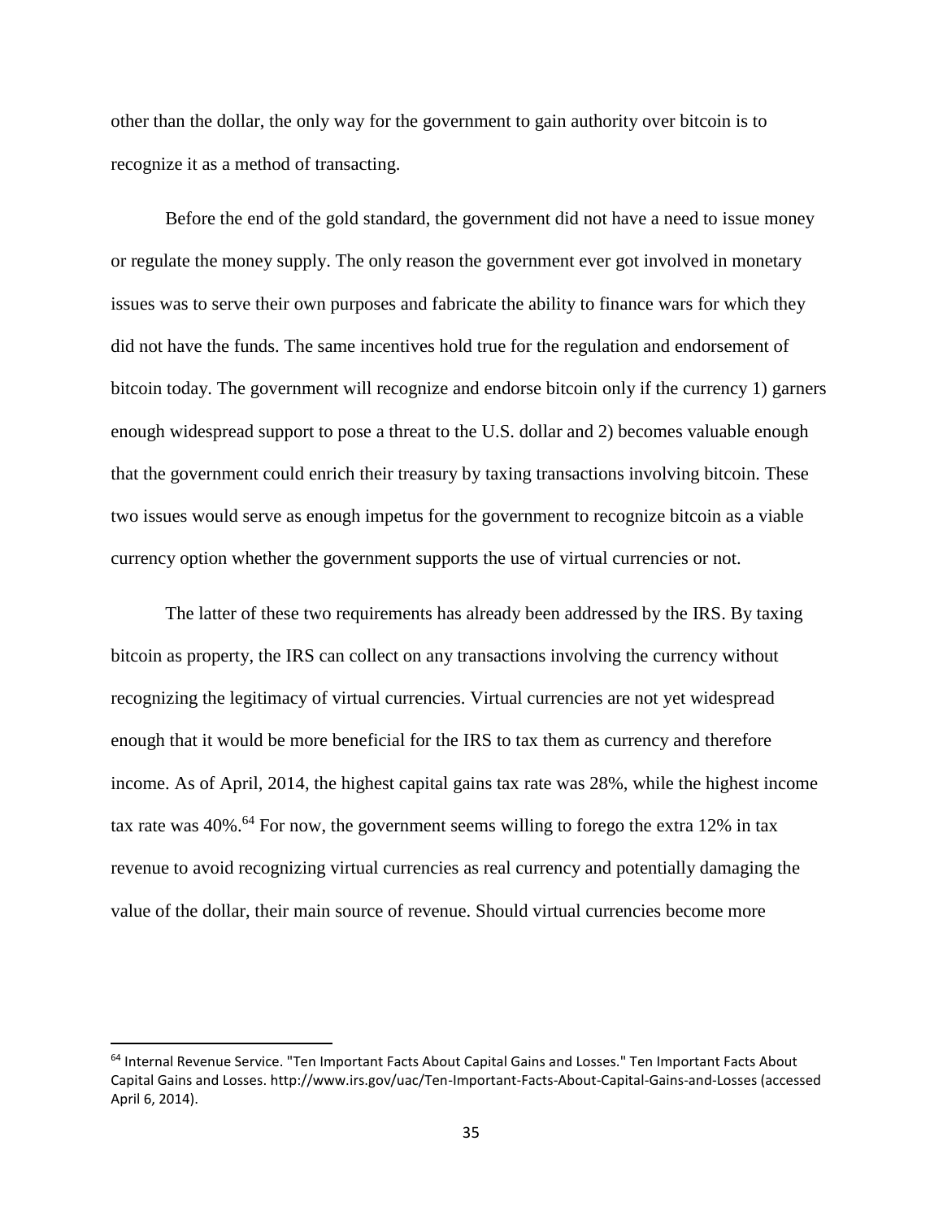other than the dollar, the only way for the government to gain authority over bitcoin is to recognize it as a method of transacting.

Before the end of the gold standard, the government did not have a need to issue money or regulate the money supply. The only reason the government ever got involved in monetary issues was to serve their own purposes and fabricate the ability to finance wars for which they did not have the funds. The same incentives hold true for the regulation and endorsement of bitcoin today. The government will recognize and endorse bitcoin only if the currency 1) garners enough widespread support to pose a threat to the U.S. dollar and 2) becomes valuable enough that the government could enrich their treasury by taxing transactions involving bitcoin. These two issues would serve as enough impetus for the government to recognize bitcoin as a viable currency option whether the government supports the use of virtual currencies or not.

The latter of these two requirements has already been addressed by the IRS. By taxing bitcoin as property, the IRS can collect on any transactions involving the currency without recognizing the legitimacy of virtual currencies. Virtual currencies are not yet widespread enough that it would be more beneficial for the IRS to tax them as currency and therefore income. As of April, 2014, the highest capital gains tax rate was 28%, while the highest income tax rate was 40%.[64] For now, the government seems willing to forego the extra 12% in tax revenue to avoid recognizing virtual currencies as real currency and potentially damaging the value of the dollar, their main source of revenue. Should virtual currencies become more

---

[64] Internal Revenue Service. "Ten Important Facts About Capital Gains and Losses." Ten Important Facts About Capital Gains and Losses. http://www.irs.gov/uac/Ten-Important-Facts-About-Capital-Gains-and-Losses (accessed April 6, 2014).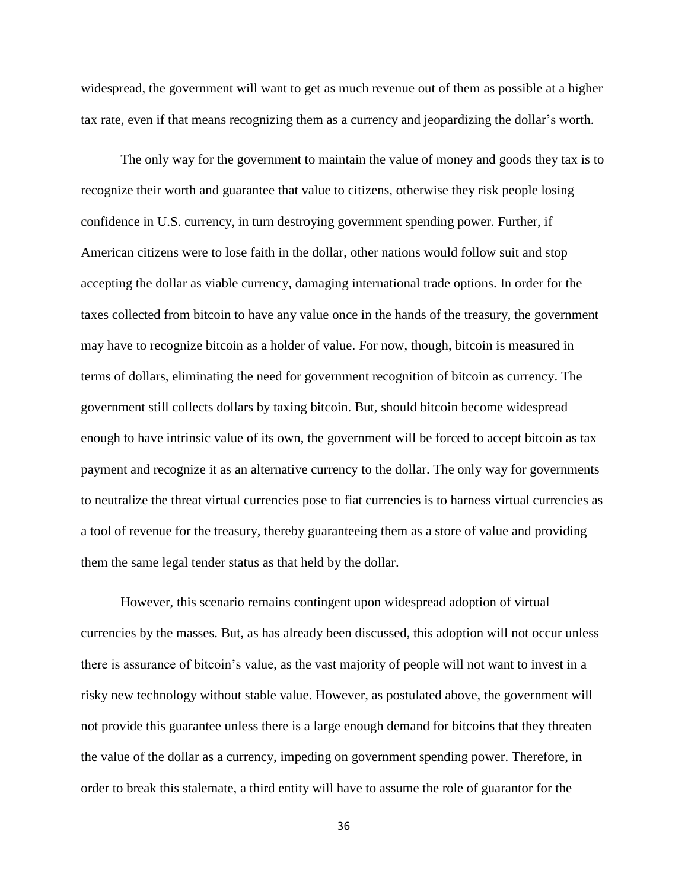widespread, the government will want to get as much revenue out of them as possible at a higher tax rate, even if that means recognizing them as a currency and jeopardizing the dollar's worth.

The only way for the government to maintain the value of money and goods they tax is to recognize their worth and guarantee that value to citizens, otherwise they risk people losing confidence in U.S. currency, in turn destroying government spending power. Further, if American citizens were to lose faith in the dollar, other nations would follow suit and stop accepting the dollar as viable currency, damaging international trade options. In order for the taxes collected from bitcoin to have any value once in the hands of the treasury, the government may have to recognize bitcoin as a holder of value. For now, though, bitcoin is measured in terms of dollars, eliminating the need for government recognition of bitcoin as currency. The government still collects dollars by taxing bitcoin. But, should bitcoin become widespread enough to have intrinsic value of its own, the government will be forced to accept bitcoin as tax payment and recognize it as an alternative currency to the dollar. The only way for governments to neutralize the threat virtual currencies pose to fiat currencies is to harness virtual currencies as a tool of revenue for the treasury, thereby guaranteeing them as a store of value and providing them the same legal tender status as that held by the dollar.

However, this scenario remains contingent upon widespread adoption of virtual currencies by the masses. But, as has already been discussed, this adoption will not occur unless there is assurance of bitcoin's value, as the vast majority of people will not want to invest in a risky new technology without stable value. However, as postulated above, the government will not provide this guarantee unless there is a large enough demand for bitcoins that they threaten the value of the dollar as a currency, impeding on government spending power. Therefore, in order to break this stalemate, a third entity will have to assume the role of guarantor for the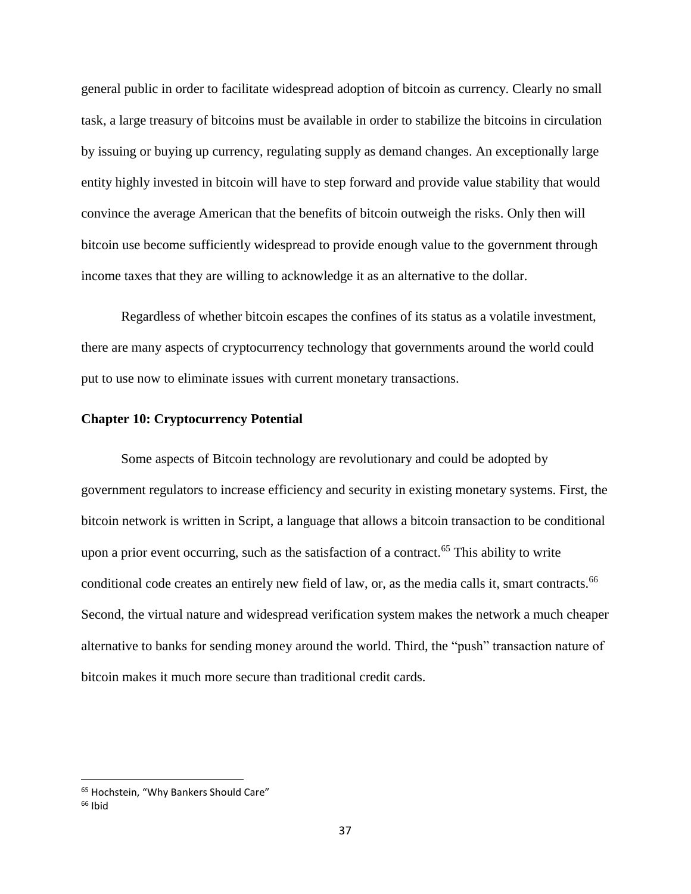general public in order to facilitate widespread adoption of bitcoin as currency. Clearly no small task, a large treasury of bitcoins must be available in order to stabilize the bitcoins in circulation by issuing or buying up currency, regulating supply as demand changes. An exceptionally large entity highly invested in bitcoin will have to step forward and provide value stability that would convince the average American that the benefits of bitcoin outweigh the risks. Only then will bitcoin use become sufficiently widespread to provide enough value to the government through income taxes that they are willing to acknowledge it as an alternative to the dollar.

Regardless of whether bitcoin escapes the confines of its status as a volatile investment, there are many aspects of cryptocurrency technology that governments around the world could put to use now to eliminate issues with current monetary transactions.

## Chapter 10: Cryptocurrency Potential

Some aspects of Bitcoin technology are revolutionary and could be adopted by government regulators to increase efficiency and security in existing monetary systems. First, the bitcoin network is written in Script, a language that allows a bitcoin transaction to be conditional upon a prior event occurring, such as the satisfaction of a contract.[65] This ability to write conditional code creates an entirely new field of law, or, as the media calls it, smart contracts.[66] Second, the virtual nature and widespread verification system makes the network a much cheaper alternative to banks for sending money around the world. Third, the "push" transaction nature of bitcoin makes it much more secure than traditional credit cards.

---

[65] Hochstein, "Why Bankers Should Care"

[66] Ibid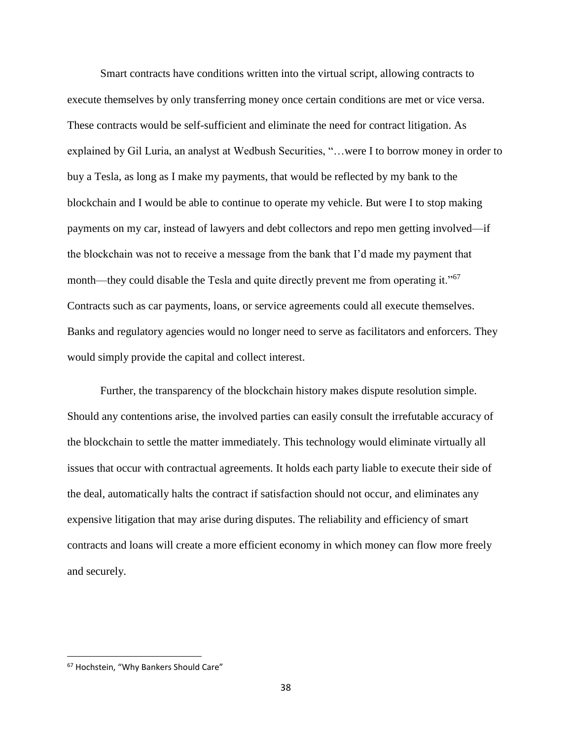Smart contracts have conditions written into the virtual script, allowing contracts to execute themselves by only transferring money once certain conditions are met or vice versa. These contracts would be self-sufficient and eliminate the need for contract litigation. As explained by Gil Luria, an analyst at Wedbush Securities, "…were I to borrow money in order to buy a Tesla, as long as I make my payments, that would be reflected by my bank to the blockchain and I would be able to continue to operate my vehicle. But were I to stop making payments on my car, instead of lawyers and debt collectors and repo men getting involved—if the blockchain was not to receive a message from the bank that I'd made my payment that month—they could disable the Tesla and quite directly prevent me from operating it."[67] Contracts such as car payments, loans, or service agreements could all execute themselves. Banks and regulatory agencies would no longer need to serve as facilitators and enforcers. They would simply provide the capital and collect interest.

Further, the transparency of the blockchain history makes dispute resolution simple. Should any contentions arise, the involved parties can easily consult the irrefutable accuracy of the blockchain to settle the matter immediately. This technology would eliminate virtually all issues that occur with contractual agreements. It holds each party liable to execute their side of the deal, automatically halts the contract if satisfaction should not occur, and eliminates any expensive litigation that may arise during disputes. The reliability and efficiency of smart contracts and loans will create a more efficient economy in which money can flow more freely and securely.

---

[67] Hochstein, "Why Bankers Should Care"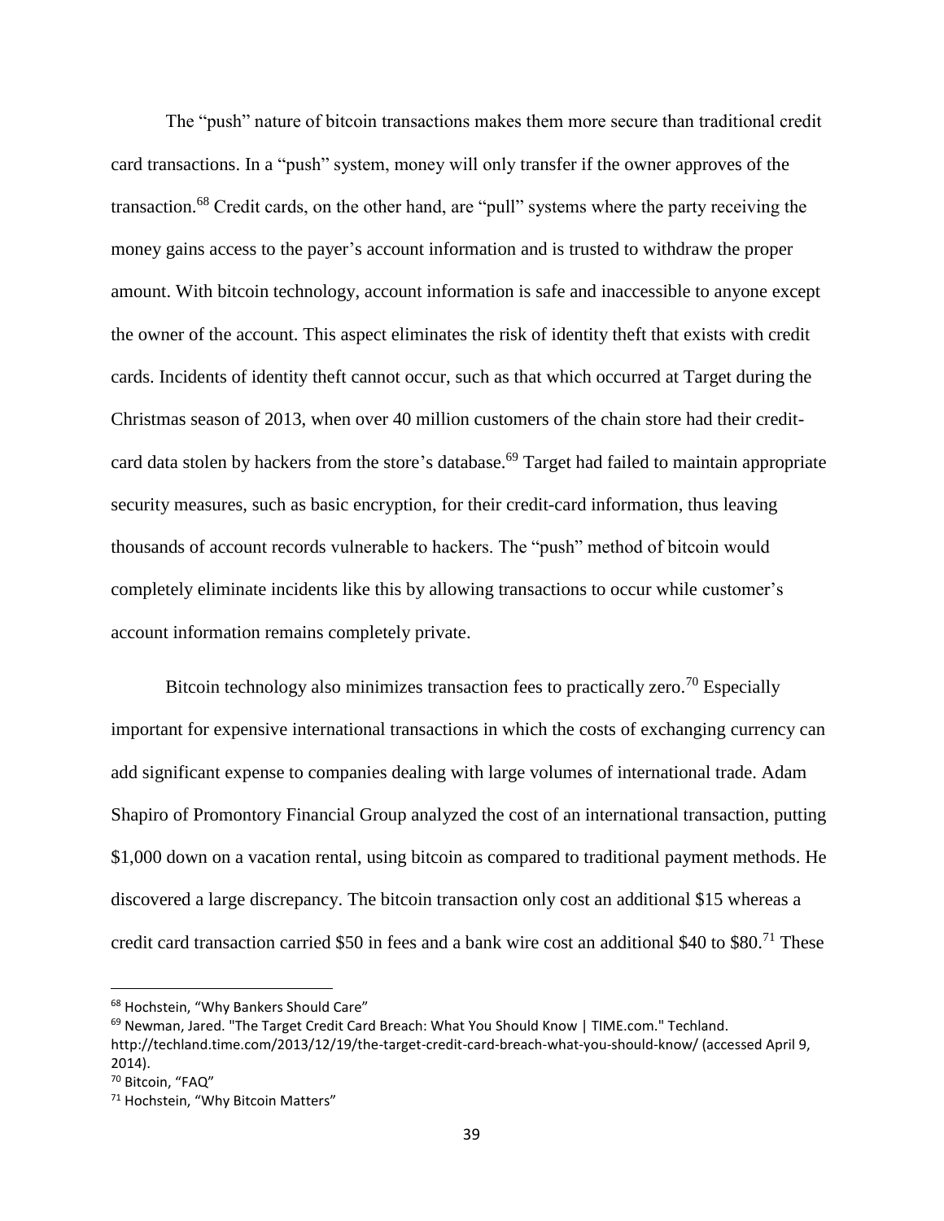The "push" nature of bitcoin transactions makes them more secure than traditional credit card transactions. In a "push" system, money will only transfer if the owner approves of the transaction.[68] Credit cards, on the other hand, are "pull" systems where the party receiving the money gains access to the payer's account information and is trusted to withdraw the proper amount. With bitcoin technology, account information is safe and inaccessible to anyone except the owner of the account. This aspect eliminates the risk of identity theft that exists with credit cards. Incidents of identity theft cannot occur, such as that which occurred at Target during the Christmas season of 2013, when over 40 million customers of the chain store had their credit-card data stolen by hackers from the store's database.[69] Target had failed to maintain appropriate security measures, such as basic encryption, for their credit-card information, thus leaving thousands of account records vulnerable to hackers. The "push" method of bitcoin would completely eliminate incidents like this by allowing transactions to occur while customer's account information remains completely private.

Bitcoin technology also minimizes transaction fees to practically zero.[70] Especially important for expensive international transactions in which the costs of exchanging currency can add significant expense to companies dealing with large volumes of international trade. Adam Shapiro of Promontory Financial Group analyzed the cost of an international transaction, putting $1,000 down on a vacation rental, using bitcoin as compared to traditional payment methods. He discovered a large discrepancy. The bitcoin transaction only cost an additional $15 whereas a credit card transaction carried $50 in fees and a bank wire cost an additional $40 to $80.[71] These

---

[68] Hochstein, "Why Bankers Should Care"

[69] Newman, Jared. "The Target Credit Card Breach: What You Should Know | TIME.com." Techland. http://techland.time.com/2013/12/19/the-target-credit-card-breach-what-you-should-know/ (accessed April 9, 2014).

[70] Bitcoin, "FAQ"

[71] Hochstein, "Why Bitcoin Matters"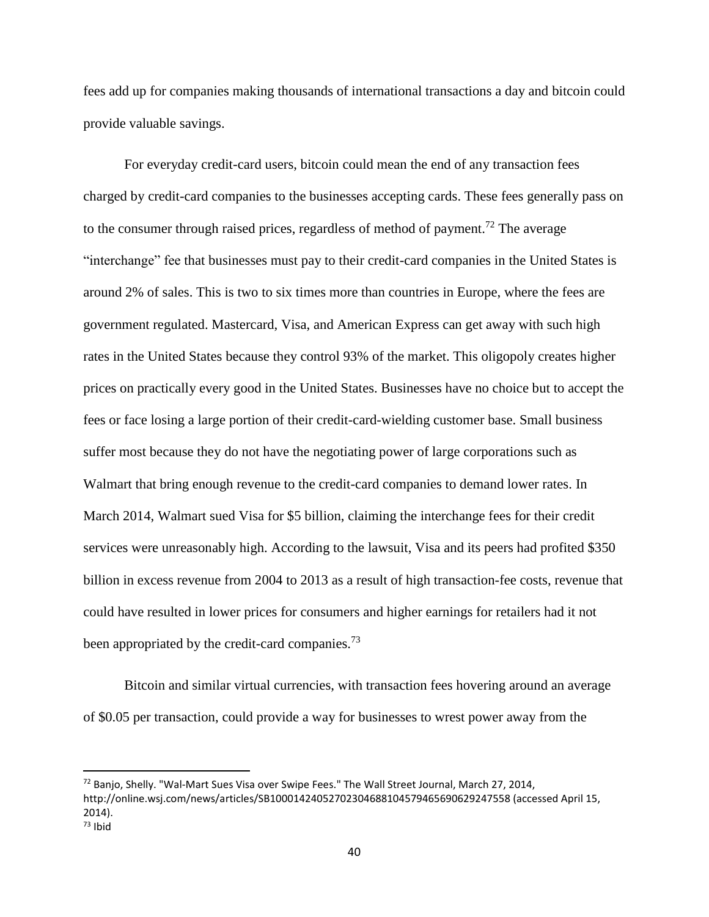fees add up for companies making thousands of international transactions a day and bitcoin could provide valuable savings.

For everyday credit-card users, bitcoin could mean the end of any transaction fees charged by credit-card companies to the businesses accepting cards. These fees generally pass on to the consumer through raised prices, regardless of method of payment.[72] The average "interchange" fee that businesses must pay to their credit-card companies in the United States is around 2% of sales. This is two to six times more than countries in Europe, where the fees are government regulated. Mastercard, Visa, and American Express can get away with such high rates in the United States because they control 93% of the market. This oligopoly creates higher prices on practically every good in the United States. Businesses have no choice but to accept the fees or face losing a large portion of their credit-card-wielding customer base. Small business suffer most because they do not have the negotiating power of large corporations such as Walmart that bring enough revenue to the credit-card companies to demand lower rates. In March 2014, Walmart sued Visa for $5 billion, claiming the interchange fees for their credit services were unreasonably high. According to the lawsuit, Visa and its peers had profited $350 billion in excess revenue from 2004 to 2013 as a result of high transaction-fee costs, revenue that could have resulted in lower prices for consumers and higher earnings for retailers had it not been appropriated by the credit-card companies.[73]

Bitcoin and similar virtual currencies, with transaction fees hovering around an average of $0.05 per transaction, could provide a way for businesses to wrest power away from the

---

[72] Banjo, Shelly. "Wal-Mart Sues Visa over Swipe Fees." The Wall Street Journal, March 27, 2014, http://online.wsj.com/news/articles/SB10001424052702304688104579465690629247558 (accessed April 15, 2014).

[73] Ibid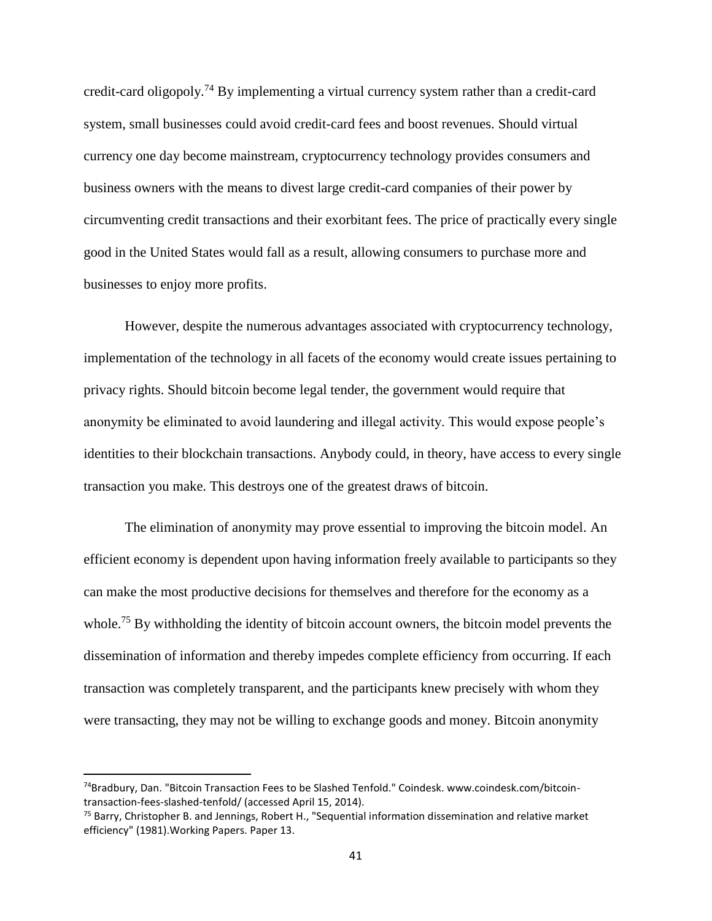credit-card oligopoly.[74] By implementing a virtual currency system rather than a credit-card system, small businesses could avoid credit-card fees and boost revenues. Should virtual currency one day become mainstream, cryptocurrency technology provides consumers and business owners with the means to divest large credit-card companies of their power by circumventing credit transactions and their exorbitant fees. The price of practically every single good in the United States would fall as a result, allowing consumers to purchase more and businesses to enjoy more profits.

However, despite the numerous advantages associated with cryptocurrency technology, implementation of the technology in all facets of the economy would create issues pertaining to privacy rights. Should bitcoin become legal tender, the government would require that anonymity be eliminated to avoid laundering and illegal activity. This would expose people's identities to their blockchain transactions. Anybody could, in theory, have access to every single transaction you make. This destroys one of the greatest draws of bitcoin.

The elimination of anonymity may prove essential to improving the bitcoin model. An efficient economy is dependent upon having information freely available to participants so they can make the most productive decisions for themselves and therefore for the economy as a whole.[75] By withholding the identity of bitcoin account owners, the bitcoin model prevents the dissemination of information and thereby impedes complete efficiency from occurring. If each transaction was completely transparent, and the participants knew precisely with whom they were transacting, they may not be willing to exchange goods and money. Bitcoin anonymity

---

[74] Bradbury, Dan. "Bitcoin Transaction Fees to be Slashed Tenfold." Coindesk. www.coindesk.com/bitcoin-transaction-fees-slashed-tenfold/ (accessed April 15, 2014).

[75] Barry, Christopher B. and Jennings, Robert H., "Sequential information dissemination and relative market efficiency" (1981).Working Papers. Paper 13.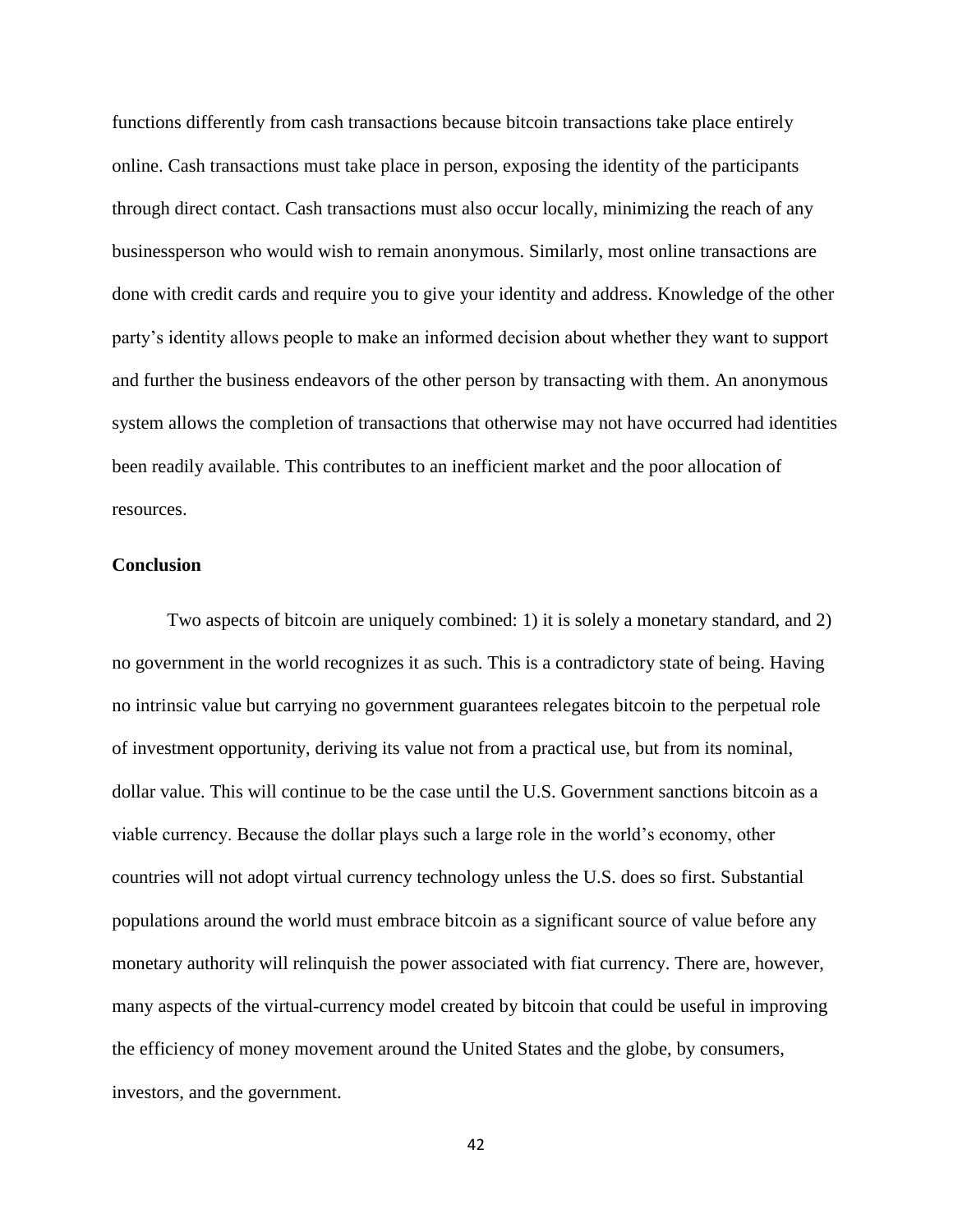functions differently from cash transactions because bitcoin transactions take place entirely online. Cash transactions must take place in person, exposing the identity of the participants through direct contact. Cash transactions must also occur locally, minimizing the reach of any businessperson who would wish to remain anonymous. Similarly, most online transactions are done with credit cards and require you to give your identity and address. Knowledge of the other party's identity allows people to make an informed decision about whether they want to support and further the business endeavors of the other person by transacting with them. An anonymous system allows the completion of transactions that otherwise may not have occurred had identities been readily available. This contributes to an inefficient market and the poor allocation of resources.

**Conclusion**

Two aspects of bitcoin are uniquely combined: 1) it is solely a monetary standard, and 2) no government in the world recognizes it as such. This is a contradictory state of being. Having no intrinsic value but carrying no government guarantees relegates bitcoin to the perpetual role of investment opportunity, deriving its value not from a practical use, but from its nominal, dollar value. This will continue to be the case until the U.S. Government sanctions bitcoin as a viable currency. Because the dollar plays such a large role in the world's economy, other countries will not adopt virtual currency technology unless the U.S. does so first. Substantial populations around the world must embrace bitcoin as a significant source of value before any monetary authority will relinquish the power associated with fiat currency. There are, however, many aspects of the virtual-currency model created by bitcoin that could be useful in improving the efficiency of money movement around the United States and the globe, by consumers, investors, and the government.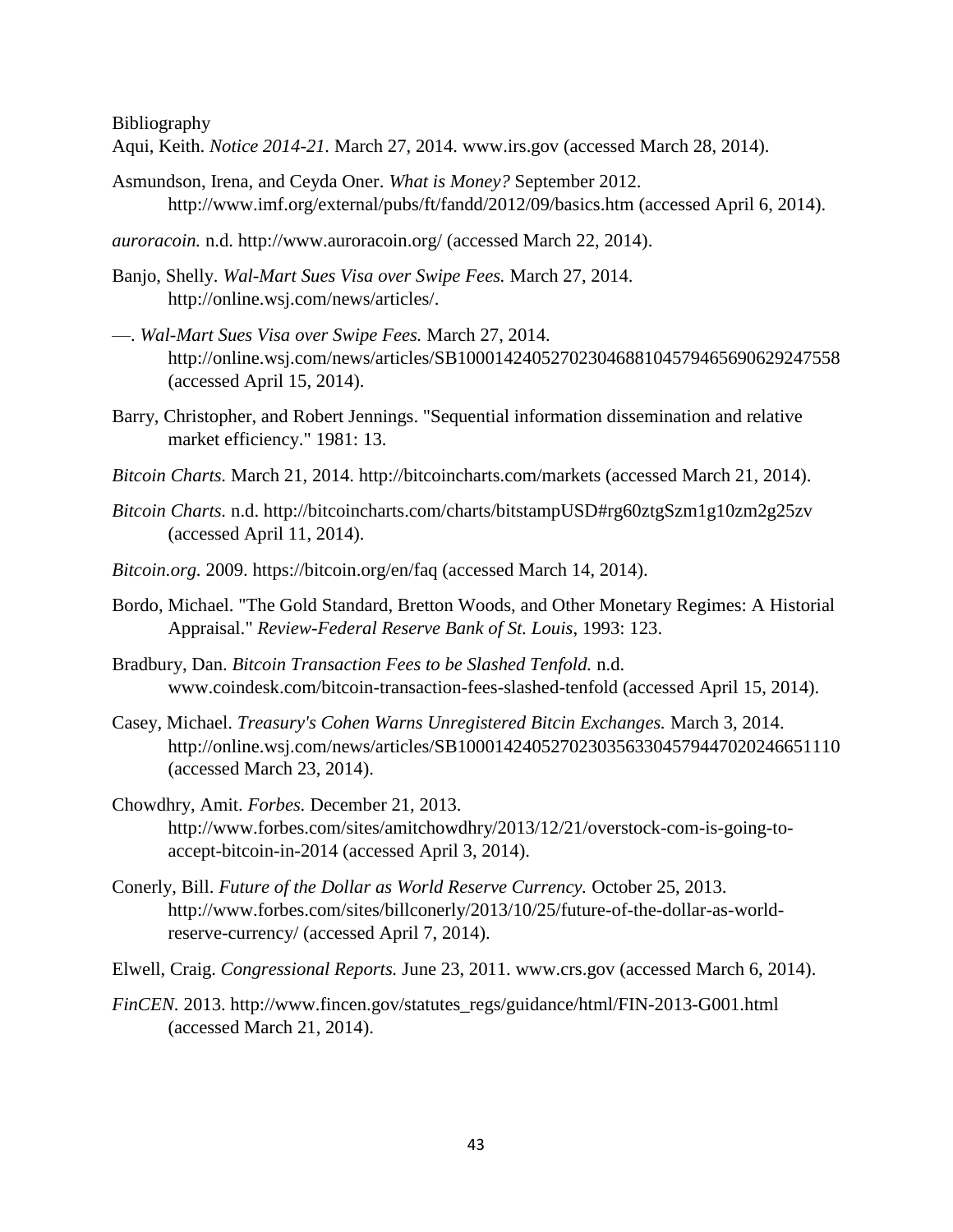Bibliography

Aqui, Keith. *Notice 2014-21.* March 27, 2014. www.irs.gov (accessed March 28, 2014).

Asmundson, Irena, and Ceyda Oner. *What is Money?* September 2012. http://www.imf.org/external/pubs/ft/fandd/2012/09/basics.htm (accessed April 6, 2014).

*auroracoin.* n.d. http://www.auroracoin.org/ (accessed March 22, 2014).

Banjo, Shelly. *Wal-Mart Sues Visa over Swipe Fees.* March 27, 2014. http://online.wsj.com/news/articles/.

—. *Wal-Mart Sues Visa over Swipe Fees.* March 27, 2014. http://online.wsj.com/news/articles/SB10001424052702304688104579465690629247558 (accessed April 15, 2014).

Barry, Christopher, and Robert Jennings. "Sequential information dissemination and relative market efficiency." 1981: 13.

*Bitcoin Charts.* March 21, 2014. http://bitcoincharts.com/markets (accessed March 21, 2014).

*Bitcoin Charts.* n.d. http://bitcoincharts.com/charts/bitstampUSD#rg60ztgSzm1g10zm2g25zv (accessed April 11, 2014).

*Bitcoin.org.* 2009. https://bitcoin.org/en/faq (accessed March 14, 2014).

Bordo, Michael. "The Gold Standard, Bretton Woods, and Other Monetary Regimes: A Historial Appraisal." *Review-Federal Reserve Bank of St. Louis*, 1993: 123.

Bradbury, Dan. *Bitcoin Transaction Fees to be Slashed Tenfold.* n.d. www.coindesk.com/bitcoin-transaction-fees-slashed-tenfold (accessed April 15, 2014).

Casey, Michael. *Treasury's Cohen Warns Unregistered Bitcin Exchanges.* March 3, 2014. http://online.wsj.com/news/articles/SB10001424052702303563304579447020246651110 (accessed March 23, 2014).

Chowdhry, Amit. *Forbes.* December 21, 2013. http://www.forbes.com/sites/amitchowdhry/2013/12/21/overstock-com-is-going-to-accept-bitcoin-in-2014 (accessed April 3, 2014).

Conerly, Bill. *Future of the Dollar as World Reserve Currency.* October 25, 2013. http://www.forbes.com/sites/billconerly/2013/10/25/future-of-the-dollar-as-world-reserve-currency/ (accessed April 7, 2014).

Elwell, Craig. *Congressional Reports.* June 23, 2011. www.crs.gov (accessed March 6, 2014).

*FinCEN.* 2013. http://www.fincen.gov/statutes_regs/guidance/html/FIN-2013-G001.html (accessed March 21, 2014).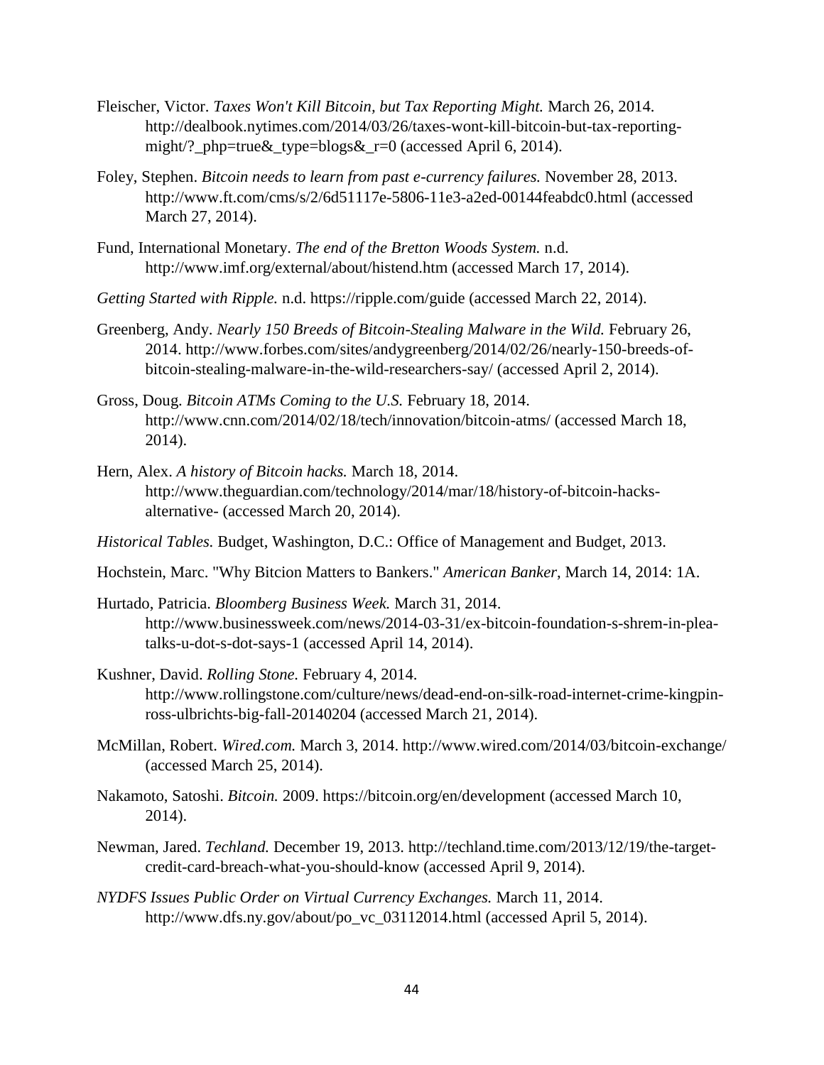Fleischer, Victor. *Taxes Won't Kill Bitcoin, but Tax Reporting Might.* March 26, 2014. http://dealbook.nytimes.com/2014/03/26/taxes-wont-kill-bitcoin-but-tax-reporting-might/?_php=true&_type=blogs&_r=0 (accessed April 6, 2014).

Foley, Stephen. *Bitcoin needs to learn from past e-currency failures.* November 28, 2013. http://www.ft.com/cms/s/2/6d51117e-5806-11e3-a2ed-00144feabdc0.html (accessed March 27, 2014).

Fund, International Monetary. *The end of the Bretton Woods System.* n.d. http://www.imf.org/external/about/histend.htm (accessed March 17, 2014).

*Getting Started with Ripple.* n.d. https://ripple.com/guide (accessed March 22, 2014).

Greenberg, Andy. *Nearly 150 Breeds of Bitcoin-Stealing Malware in the Wild.* February 26, 2014. http://www.forbes.com/sites/andygreenberg/2014/02/26/nearly-150-breeds-of-bitcoin-stealing-malware-in-the-wild-researchers-say/ (accessed April 2, 2014).

Gross, Doug. *Bitcoin ATMs Coming to the U.S.* February 18, 2014. http://www.cnn.com/2014/02/18/tech/innovation/bitcoin-atms/ (accessed March 18, 2014).

Hern, Alex. *A history of Bitcoin hacks.* March 18, 2014. http://www.theguardian.com/technology/2014/mar/18/history-of-bitcoin-hacks-alternative- (accessed March 20, 2014).

*Historical Tables.* Budget, Washington, D.C.: Office of Management and Budget, 2013.

Hochstein, Marc. "Why Bitcion Matters to Bankers." *American Banker*, March 14, 2014: 1A.

Hurtado, Patricia. *Bloomberg Business Week.* March 31, 2014. http://www.businessweek.com/news/2014-03-31/ex-bitcoin-foundation-s-shrem-in-plea-talks-u-dot-s-dot-says-1 (accessed April 14, 2014).

Kushner, David. *Rolling Stone.* February 4, 2014. http://www.rollingstone.com/culture/news/dead-end-on-silk-road-internet-crime-kingpin-ross-ulbrichts-big-fall-20140204 (accessed March 21, 2014).

McMillan, Robert. *Wired.com.* March 3, 2014. http://www.wired.com/2014/03/bitcoin-exchange/ (accessed March 25, 2014).

Nakamoto, Satoshi. *Bitcoin.* 2009. https://bitcoin.org/en/development (accessed March 10, 2014).

Newman, Jared. *Techland.* December 19, 2013. http://techland.time.com/2013/12/19/the-target-credit-card-breach-what-you-should-know (accessed April 9, 2014).

*NYDFS Issues Public Order on Virtual Currency Exchanges.* March 11, 2014. http://www.dfs.ny.gov/about/po_vc_03112014.html (accessed April 5, 2014).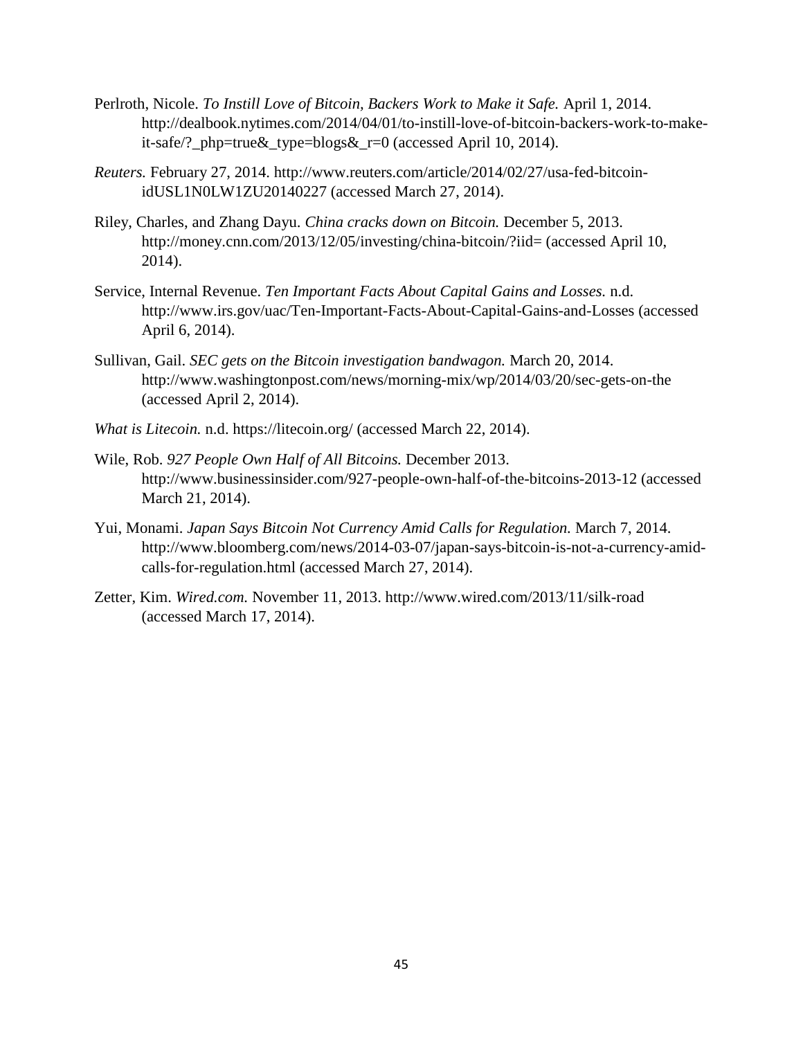Perlroth, Nicole. *To Instill Love of Bitcoin, Backers Work to Make it Safe.* April 1, 2014. http://dealbook.nytimes.com/2014/04/01/to-instill-love-of-bitcoin-backers-work-to-make-it-safe/?_php=true&_type=blogs&_r=0 (accessed April 10, 2014).

*Reuters.* February 27, 2014. http://www.reuters.com/article/2014/02/27/usa-fed-bitcoin-idUSL1N0LW1ZU20140227 (accessed March 27, 2014).

Riley, Charles, and Zhang Dayu. *China cracks down on Bitcoin.* December 5, 2013. http://money.cnn.com/2013/12/05/investing/china-bitcoin/?iid= (accessed April 10, 2014).

Service, Internal Revenue. *Ten Important Facts About Capital Gains and Losses.* n.d. http://www.irs.gov/uac/Ten-Important-Facts-About-Capital-Gains-and-Losses (accessed April 6, 2014).

Sullivan, Gail. *SEC gets on the Bitcoin investigation bandwagon.* March 20, 2014. http://www.washingtonpost.com/news/morning-mix/wp/2014/03/20/sec-gets-on-the (accessed April 2, 2014).

*What is Litecoin.* n.d. https://litecoin.org/ (accessed March 22, 2014).

Wile, Rob. *927 People Own Half of All Bitcoins.* December 2013. http://www.businessinsider.com/927-people-own-half-of-the-bitcoins-2013-12 (accessed March 21, 2014).

Yui, Monami. *Japan Says Bitcoin Not Currency Amid Calls for Regulation.* March 7, 2014. http://www.bloomberg.com/news/2014-03-07/japan-says-bitcoin-is-not-a-currency-amid-calls-for-regulation.html (accessed March 27, 2014).

Zetter, Kim. *Wired.com.* November 11, 2013. http://www.wired.com/2013/11/silk-road (accessed March 17, 2014).